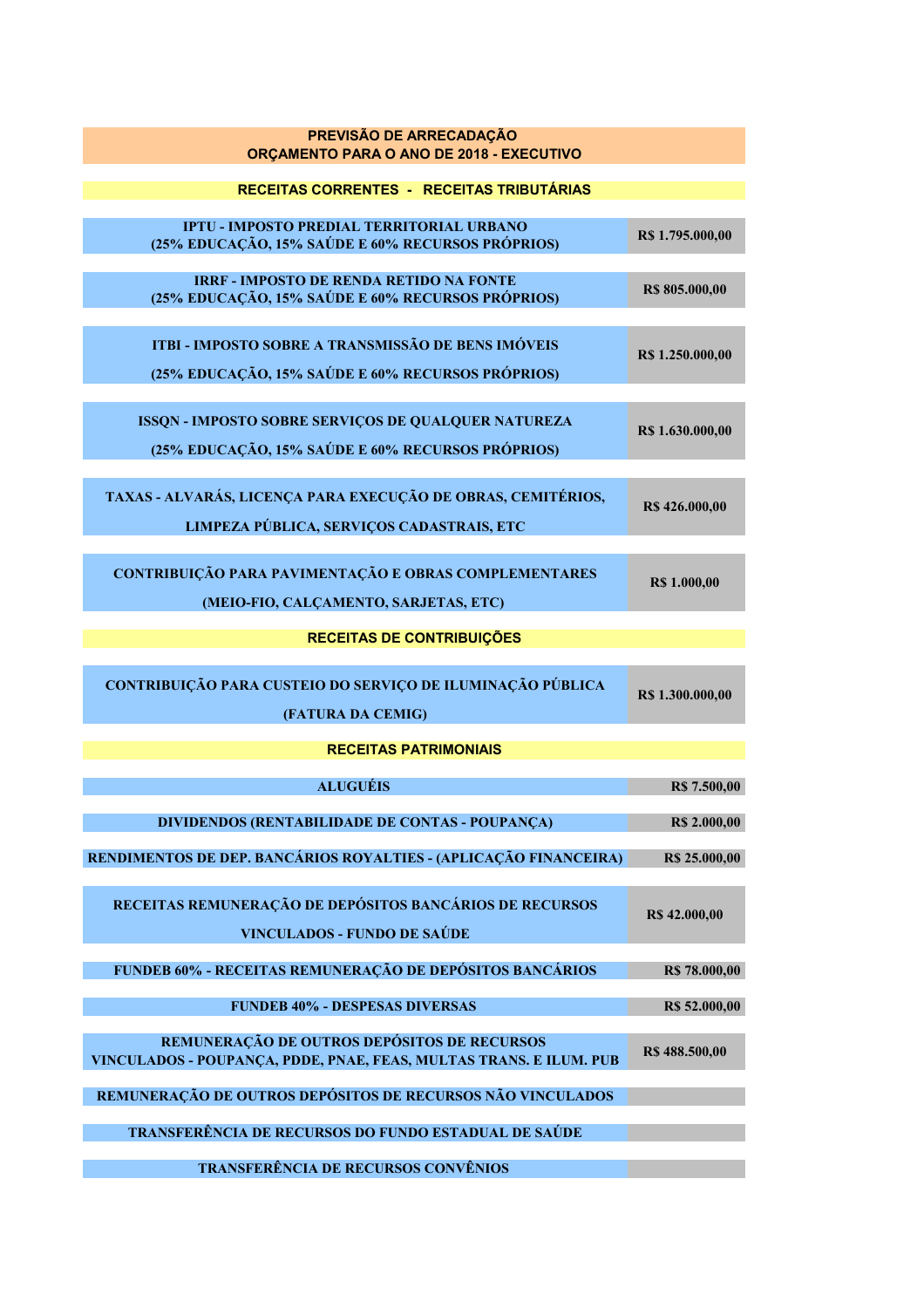## PREVISÃO DE ARRECADAÇÃO
## ORÇAMENTO PARA O ANO DE 2018 - EXECUTIVO

### RECEITAS CORRENTES - RECEITAS TRIBUTÁRIAS

| Descrição | Valor |
|---|---|
| IPTU - IMPOSTO PREDIAL TERRITORIAL URBANO (25% EDUCAÇÃO, 15% SAÚDE E 60% RECURSOS PRÓPRIOS) | R$ 1.795.000,00 |
| IRRF - IMPOSTO DE RENDA RETIDO NA FONTE (25% EDUCAÇÃO, 15% SAÚDE E 60% RECURSOS PRÓPRIOS) | R$ 805.000,00 |
| ITBI - IMPOSTO SOBRE A TRANSMISSÃO DE BENS IMÓVEIS (25% EDUCAÇÃO, 15% SAÚDE E 60% RECURSOS PRÓPRIOS) | R$ 1.250.000,00 |
| ISSQN - IMPOSTO SOBRE SERVIÇOS DE QUALQUER NATUREZA (25% EDUCAÇÃO, 15% SAÚDE E 60% RECURSOS PRÓPRIOS) | R$ 1.630.000,00 |
| TAXAS - ALVARÁS, LICENÇA PARA EXECUÇÃO DE OBRAS, CEMITÉRIOS, LIMPEZA PÚBLICA, SERVIÇOS CADASTRAIS, ETC | R$ 426.000,00 |
| CONTRIBUIÇÃO PARA PAVIMENTAÇÃO E OBRAS COMPLEMENTARES (MEIO-FIO, CALÇAMENTO, SARJETAS, ETC) | R$ 1.000,00 |

### RECEITAS DE CONTRIBUIÇÕES

| Descrição | Valor |
|---|---|
| CONTRIBUIÇÃO PARA CUSTEIO DO SERVIÇO DE ILUMINAÇÃO PÚBLICA (FATURA DA CEMIG) | R$ 1.300.000,00 |

### RECEITAS PATRIMONIAIS

| Descrição | Valor |
|---|---|
| ALUGUÉIS | R$ 7.500,00 |
| DIVIDENDOS (RENTABILIDADE DE CONTAS - POUPANÇA) | R$ 2.000,00 |
| RENDIMENTOS DE DEP. BANCÁRIOS ROYALTIES - (APLICAÇÃO FINANCEIRA) | R$ 25.000,00 |
| RECEITAS REMUNERAÇÃO DE DEPÓSITOS BANCÁRIOS DE RECURSOS VINCULADOS - FUNDO DE SAÚDE | R$ 42.000,00 |
| FUNDEB 60% - RECEITAS REMUNERAÇÃO DE DEPÓSITOS BANCÁRIOS | R$ 78.000,00 |
| FUNDEB 40% - DESPESAS DIVERSAS | R$ 52.000,00 |
| REMUNERAÇÃO DE OUTROS DEPÓSITOS DE RECURSOS VINCULADOS - POUPANÇA, PDDE, PNAE, FEAS, MULTAS TRANS. E ILUM. PUB | R$ 488.500,00 |
| REMUNERAÇÃO DE OUTROS DEPÓSITOS DE RECURSOS NÃO VINCULADOS | |
| TRANSFERÊNCIA DE RECURSOS DO FUNDO ESTADUAL DE SAÚDE | |
| TRANSFERÊNCIA DE RECURSOS CONVÊNIOS | |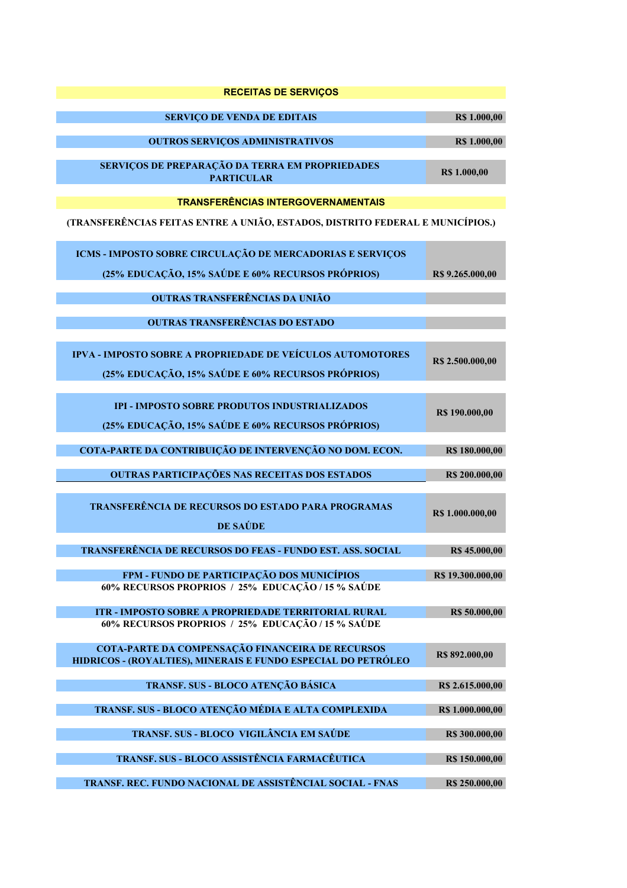## RECEITAS DE SERVIÇOS

| | |
|---|---|
| SERVIÇO DE VENDA DE EDITAIS | R$ 1.000,00 |
| OUTROS SERVIÇOS ADMINISTRATIVOS | R$ 1.000,00 |
| SERVIÇOS DE PREPARAÇÃO DA TERRA EM PROPRIEDADES PARTICULAR | R$ 1.000,00 |

## TRANSFERÊNCIAS INTERGOVERNAMENTAIS

(TRANSFERÊNCIAS FEITAS ENTRE A UNIÃO, ESTADOS, DISTRITO FEDERAL E MUNICÍPIOS.)

| | |
|---|---|
| ICMS - IMPOSTO SOBRE CIRCULAÇÃO DE MERCADORIAS E SERVIÇOS (25% EDUCAÇÃO, 15% SAÚDE E 60% RECURSOS PRÓPRIOS) | R$ 9.265.000,00 |
| OUTRAS TRANSFERÊNCIAS DA UNIÃO | |
| OUTRAS TRANSFERÊNCIAS DO ESTADO | |
| IPVA - IMPOSTO SOBRE A PROPRIEDADE DE VEÍCULOS AUTOMOTORES (25% EDUCAÇÃO, 15% SAÚDE E 60% RECURSOS PRÓPRIOS) | R$ 2.500.000,00 |
| IPI - IMPOSTO SOBRE PRODUTOS INDUSTRIALIZADOS (25% EDUCAÇÃO, 15% SAÚDE E 60% RECURSOS PRÓPRIOS) | R$ 190.000,00 |
| COTA-PARTE DA CONTRIBUIÇÃO DE INTERVENÇÃO NO DOM. ECON. | R$ 180.000,00 |
| OUTRAS PARTICIPAÇÕES NAS RECEITAS DOS ESTADOS | R$ 200.000,00 |
| TRANSFERÊNCIA DE RECURSOS DO ESTADO PARA PROGRAMAS DE SAÚDE | R$ 1.000.000,00 |
| TRANSFERÊNCIA DE RECURSOS DO FEAS - FUNDO EST. ASS. SOCIAL | R$ 45.000,00 |
| FPM - FUNDO DE PARTICIPAÇÃO DOS MUNICÍPIOS 60% RECURSOS PROPRIOS / 25% EDUCAÇÃO / 15 % SAÚDE | R$ 19.300.000,00 |
| ITR - IMPOSTO SOBRE A PROPRIEDADE TERRITORIAL RURAL 60% RECURSOS PROPRIOS / 25% EDUCAÇÃO / 15 % SAÚDE | R$ 50.000,00 |
| COTA-PARTE DA COMPENSAÇÃO FINANCEIRA DE RECURSOS HIDRICOS - (ROYALTIES), MINERAIS E FUNDO ESPECIAL DO PETRÓLEO | R$ 892.000,00 |
| TRANSF. SUS - BLOCO ATENÇÃO BÁSICA | R$ 2.615.000,00 |
| TRANSF. SUS - BLOCO ATENÇÃO MÉDIA E ALTA COMPLEXIDA | R$ 1.000.000,00 |
| TRANSF. SUS - BLOCO VIGILÂNCIA EM SAÚDE | R$ 300.000,00 |
| TRANSF. SUS - BLOCO ASSISTÊNCIA FARMACÊUTICA | R$ 150.000,00 |
| TRANSF. REC. FUNDO NACIONAL DE ASSISTÊNCIAL SOCIAL - FNAS | R$ 250.000,00 |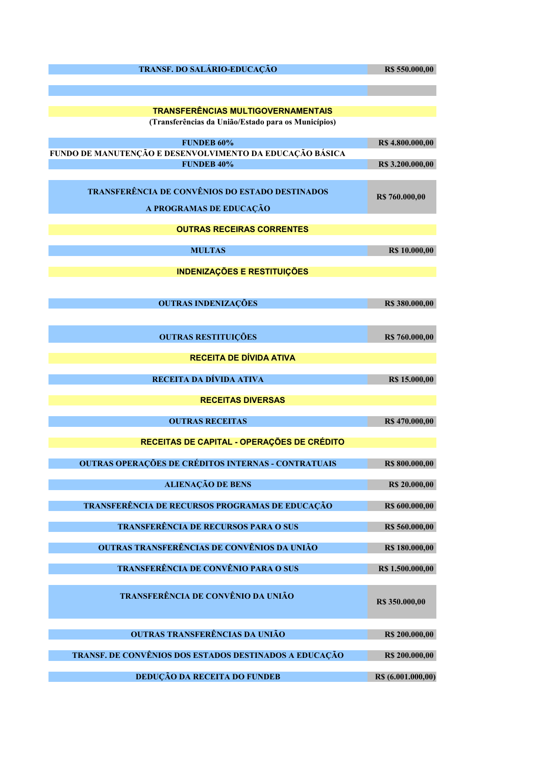| TRANSF. DO SALÁRIO-EDUCAÇÃO | R$ 550.000,00 |
|---|---|
| | |
| **TRANSFERÊNCIAS MULTIGOVERNAMENTAIS** | |
| (Transferências da União/Estado para os Municípios) | |
| FUNDEB 60% | R$ 4.800.000,00 |
| FUNDO DE MANUTENÇÃO E DESENVOLVIMENTO DA EDUCAÇÃO BÁSICA | |
| FUNDEB 40% | R$ 3.200.000,00 |
| TRANSFERÊNCIA DE CONVÊNIOS DO ESTADO DESTINADOS A PROGRAMAS DE EDUCAÇÃO | R$ 760.000,00 |
| **OUTRAS RECEIRAS CORRENTES** | |
| MULTAS | R$ 10.000,00 |
| **INDENIZAÇÕES E RESTITUIÇÕES** | |
| OUTRAS INDENIZAÇÕES | R$ 380.000,00 |
| OUTRAS RESTITUIÇÕES | R$ 760.000,00 |
| **RECEITA DE DÍVIDA ATIVA** | |
| RECEITA DA DÍVIDA ATIVA | R$ 15.000,00 |
| **RECEITAS DIVERSAS** | |
| OUTRAS RECEITAS | R$ 470.000,00 |
| **RECEITAS DE CAPITAL - OPERAÇÕES DE CRÉDITO** | |
| OUTRAS OPERAÇÕES DE CRÉDITOS INTERNAS - CONTRATUAIS | R$ 800.000,00 |
| ALIENAÇÃO DE BENS | R$ 20.000,00 |
| TRANSFERÊNCIA DE RECURSOS PROGRAMAS DE EDUCAÇÃO | R$ 600.000,00 |
| TRANSFERÊNCIA DE RECURSOS PARA O SUS | R$ 560.000,00 |
| OUTRAS TRANSFERÊNCIAS DE CONVÊNIOS DA UNIÃO | R$ 180.000,00 |
| TRANSFERÊNCIA DE CONVÊNIO PARA O SUS | R$ 1.500.000,00 |
| TRANSFERÊNCIA DE CONVÊNIO DA UNIÃO | R$ 350.000,00 |
| OUTRAS TRANSFERÊNCIAS DA UNIÃO | R$ 200.000,00 |
| TRANSF. DE CONVÊNIOS DOS ESTADOS DESTINADOS A EDUCAÇÃO | R$ 200.000,00 |
| DEDUÇÃO DA RECEITA DO FUNDEB | R$ (6.001.000,00) |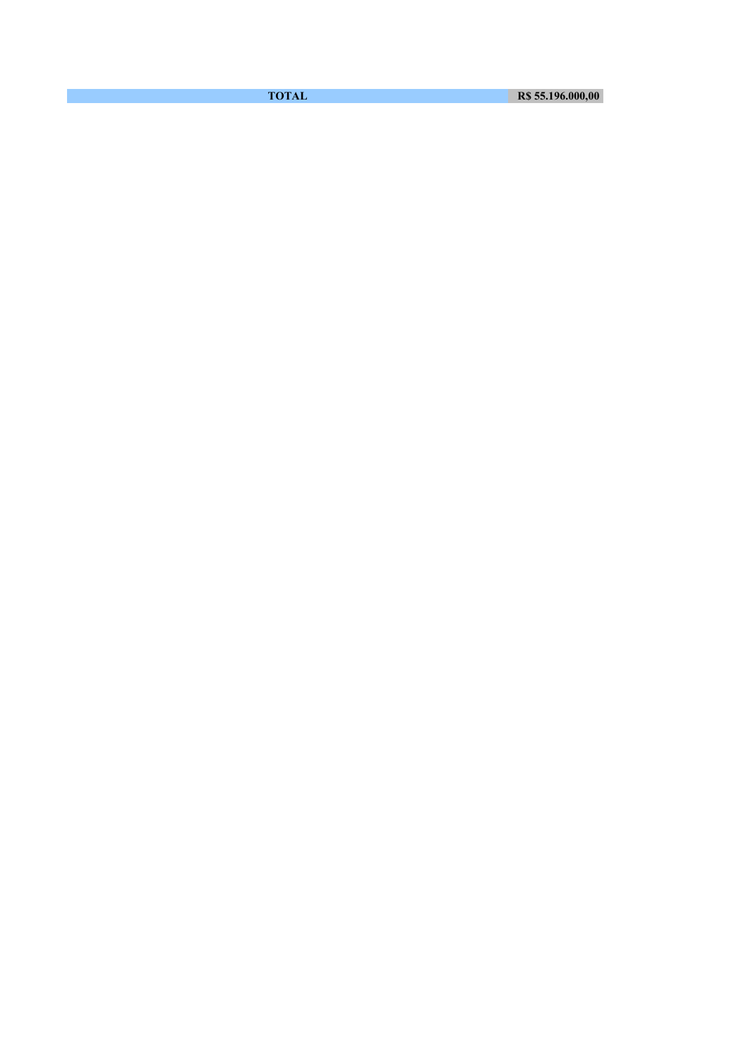| TOTAL | R$ 55.196.000,00 |
| --- | --- |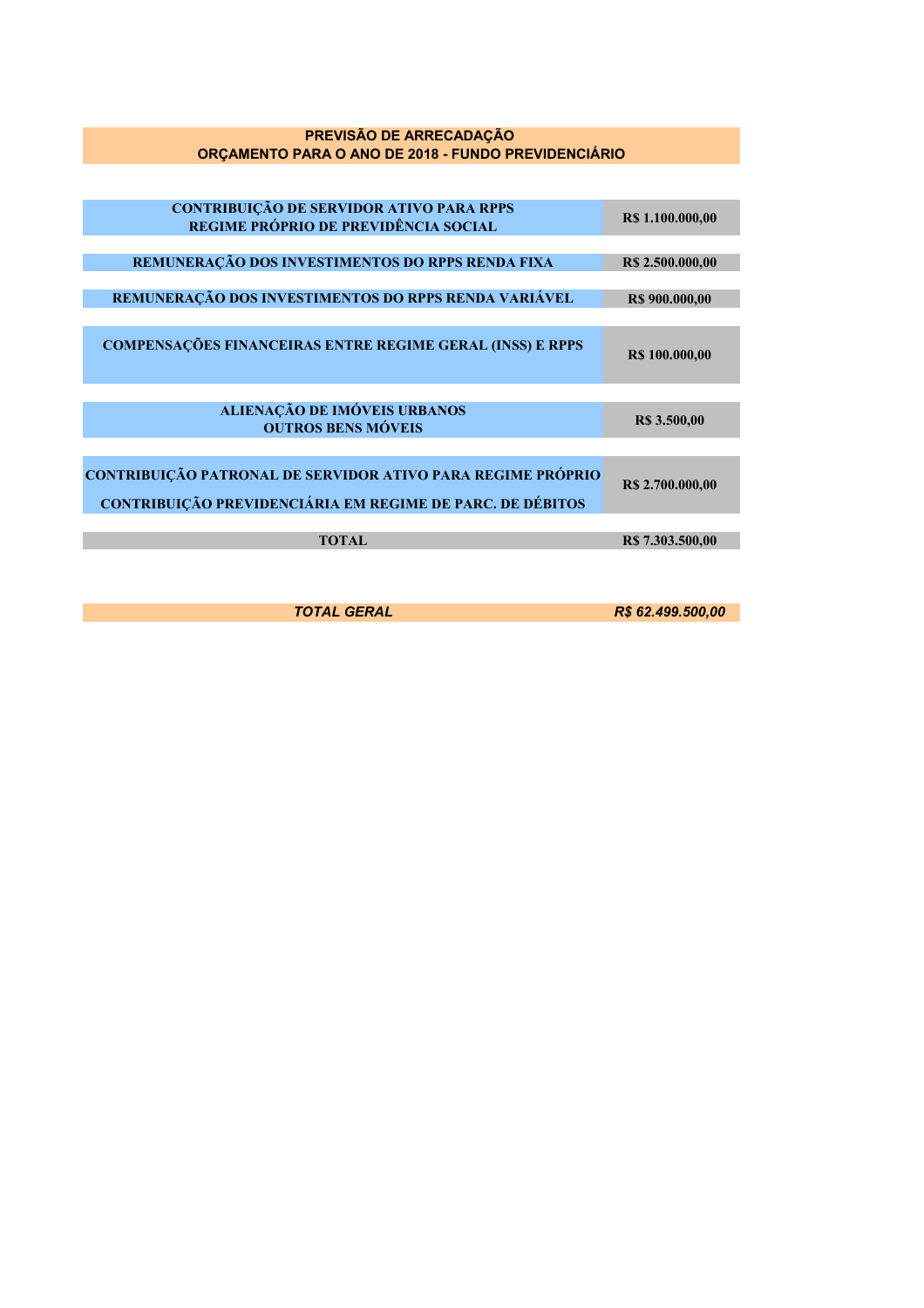## PREVISÃO DE ARRECADAÇÃO
## ORÇAMENTO PARA O ANO DE 2018 - FUNDO PREVIDENCIÁRIO

| Descrição | Valor |
|---|---|
| **CONTRIBUIÇÃO DE SERVIDOR ATIVO PARA RPPS REGIME PRÓPRIO DE PREVIDÊNCIA SOCIAL** | **R$ 1.100.000,00** |
| **REMUNERAÇÃO DOS INVESTIMENTOS DO RPPS RENDA FIXA** | **R$ 2.500.000,00** |
| **REMUNERAÇÃO DOS INVESTIMENTOS DO RPPS RENDA VARIÁVEL** | **R$ 900.000,00** |
| **COMPENSAÇÕES FINANCEIRAS ENTRE REGIME GERAL (INSS) E RPPS** | **R$ 100.000,00** |
| **ALIENAÇÃO DE IMÓVEIS URBANOS OUTROS BENS MÓVEIS** | **R$ 3.500,00** |
| **CONTRIBUIÇÃO PATRONAL DE SERVIDOR ATIVO PARA REGIME PRÓPRIO CONTRIBUIÇÃO PREVIDENCIÁRIA EM REGIME DE PARC. DE DÉBITOS** | **R$ 2.700.000,00** |
| **TOTAL** | **R$ 7.303.500,00** |

| | |
|---|---|
| ***TOTAL GERAL*** | ***R$ 62.499.500,00*** |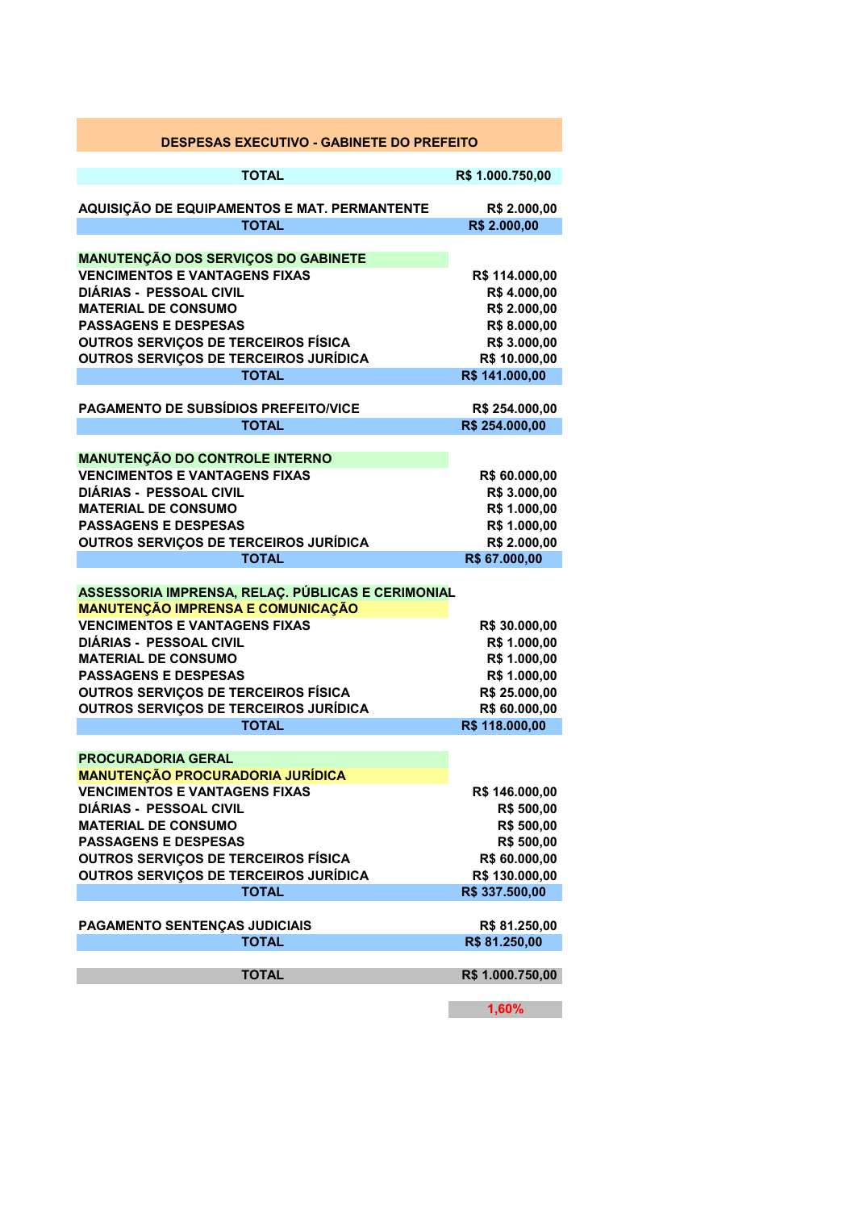## DESPESAS EXECUTIVO - GABINETE DO PREFEITO

| | |
|---|---|
| **TOTAL** | **R$ 1.000.750,00** |
| | |
| **AQUISIÇÃO DE EQUIPAMENTOS E MAT. PERMANTENTE** | **R$ 2.000,00** |
| **TOTAL** | **R$ 2.000,00** |
| | |
| **MANUTENÇÃO DOS SERVIÇOS DO GABINETE** | |
| **VENCIMENTOS E VANTAGENS FIXAS** | **R$ 114.000,00** |
| **DIÁRIAS - PESSOAL CIVIL** | **R$ 4.000,00** |
| **MATERIAL DE CONSUMO** | **R$ 2.000,00** |
| **PASSAGENS E DESPESAS** | **R$ 8.000,00** |
| **OUTROS SERVIÇOS DE TERCEIROS FÍSICA** | **R$ 3.000,00** |
| **OUTROS SERVIÇOS DE TERCEIROS JURÍDICA** | **R$ 10.000,00** |
| **TOTAL** | **R$ 141.000,00** |
| | |
| **PAGAMENTO DE SUBSÍDIOS PREFEITO/VICE** | **R$ 254.000,00** |
| **TOTAL** | **R$ 254.000,00** |
| | |
| **MANUTENÇÃO DO CONTROLE INTERNO** | |
| **VENCIMENTOS E VANTAGENS FIXAS** | **R$ 60.000,00** |
| **DIÁRIAS - PESSOAL CIVIL** | **R$ 3.000,00** |
| **MATERIAL DE CONSUMO** | **R$ 1.000,00** |
| **PASSAGENS E DESPESAS** | **R$ 1.000,00** |
| **OUTROS SERVIÇOS DE TERCEIROS JURÍDICA** | **R$ 2.000,00** |
| **TOTAL** | **R$ 67.000,00** |
| | |
| **ASSESSORIA IMPRENSA, RELAÇ. PÚBLICAS E CERIMONIAL** | |
| **MANUTENÇÃO IMPRENSA E COMUNICAÇÃO** | |
| **VENCIMENTOS E VANTAGENS FIXAS** | **R$ 30.000,00** |
| **DIÁRIAS - PESSOAL CIVIL** | **R$ 1.000,00** |
| **MATERIAL DE CONSUMO** | **R$ 1.000,00** |
| **PASSAGENS E DESPESAS** | **R$ 1.000,00** |
| **OUTROS SERVIÇOS DE TERCEIROS FÍSICA** | **R$ 25.000,00** |
| **OUTROS SERVIÇOS DE TERCEIROS JURÍDICA** | **R$ 60.000,00** |
| **TOTAL** | **R$ 118.000,00** |
| | |
| **PROCURADORIA GERAL** | |
| **MANUTENÇÃO PROCURADORIA JURÍDICA** | |
| **VENCIMENTOS E VANTAGENS FIXAS** | **R$ 146.000,00** |
| **DIÁRIAS - PESSOAL CIVIL** | **R$ 500,00** |
| **MATERIAL DE CONSUMO** | **R$ 500,00** |
| **PASSAGENS E DESPESAS** | **R$ 500,00** |
| **OUTROS SERVIÇOS DE TERCEIROS FÍSICA** | **R$ 60.000,00** |
| **OUTROS SERVIÇOS DE TERCEIROS JURÍDICA** | **R$ 130.000,00** |
| **TOTAL** | **R$ 337.500,00** |
| | |
| **PAGAMENTO SENTENÇAS JUDICIAIS** | **R$ 81.250,00** |
| **TOTAL** | **R$ 81.250,00** |
| | |
| **TOTAL** | **R$ 1.000.750,00** |
| | |
| | **1,60%** |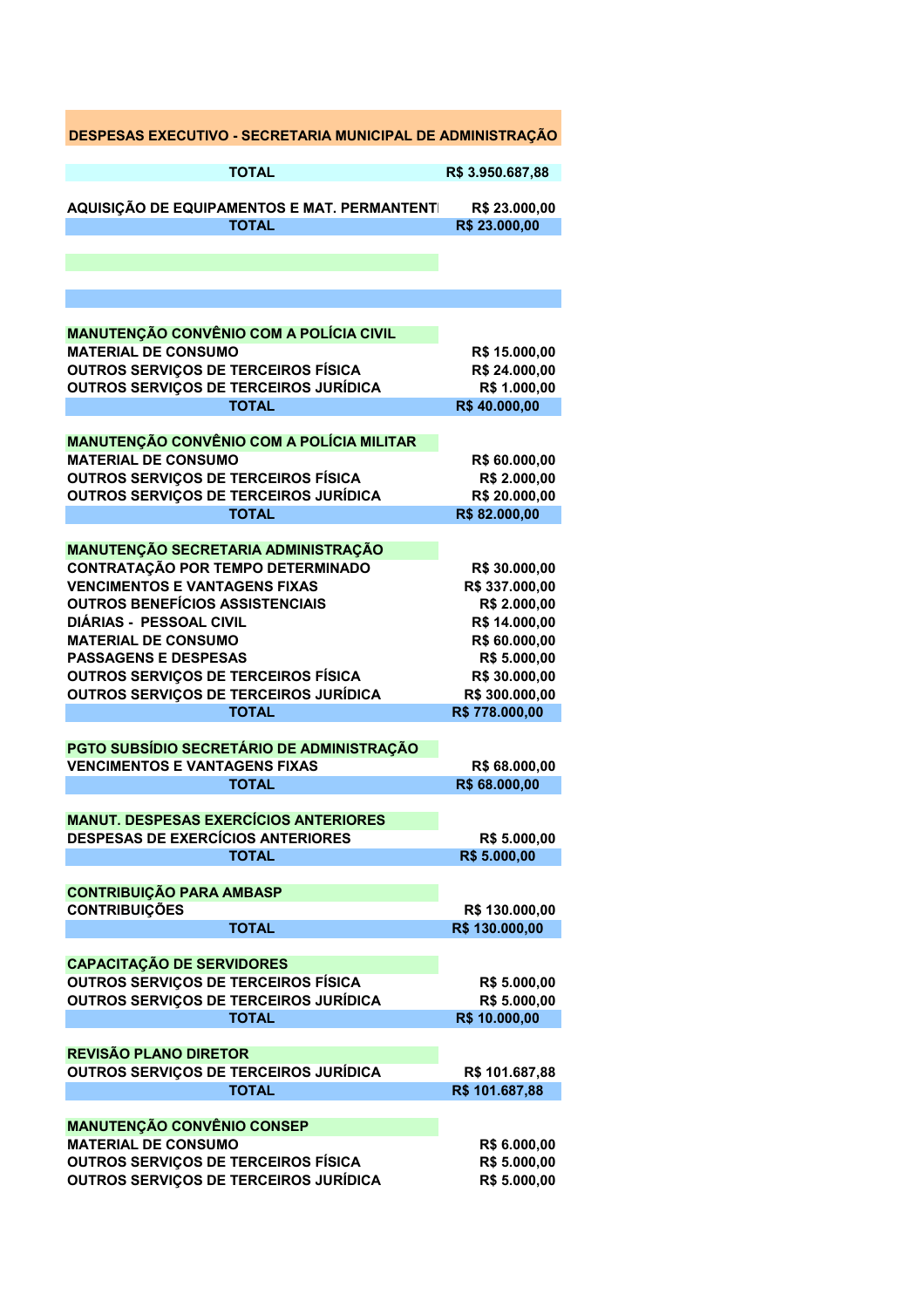## DESPESAS EXECUTIVO - SECRETARIA MUNICIPAL DE ADMINISTRAÇÃO

| | |
|---|---|
| **TOTAL** | **R$ 3.950.687,88** |
| | |
| **AQUISIÇÃO DE EQUIPAMENTOS E MAT. PERMANENTE** | **R$ 23.000,00** |
| **TOTAL** | **R$ 23.000,00** |
| | |
| **MANUTENÇÃO CONVÊNIO COM A POLÍCIA CIVIL** | |
| **MATERIAL DE CONSUMO** | **R$ 15.000,00** |
| **OUTROS SERVIÇOS DE TERCEIROS FÍSICA** | **R$ 24.000,00** |
| **OUTROS SERVIÇOS DE TERCEIROS JURÍDICA** | **R$ 1.000,00** |
| **TOTAL** | **R$ 40.000,00** |
| | |
| **MANUTENÇÃO CONVÊNIO COM A POLÍCIA MILITAR** | |
| **MATERIAL DE CONSUMO** | **R$ 60.000,00** |
| **OUTROS SERVIÇOS DE TERCEIROS FÍSICA** | **R$ 2.000,00** |
| **OUTROS SERVIÇOS DE TERCEIROS JURÍDICA** | **R$ 20.000,00** |
| **TOTAL** | **R$ 82.000,00** |
| | |
| **MANUTENÇÃO SECRETARIA ADMINISTRAÇÃO** | |
| **CONTRATAÇÃO POR TEMPO DETERMINADO** | **R$ 30.000,00** |
| **VENCIMENTOS E VANTAGENS FIXAS** | **R$ 337.000,00** |
| **OUTROS BENEFÍCIOS ASSISTENCIAIS** | **R$ 2.000,00** |
| **DIÁRIAS - PESSOAL CIVIL** | **R$ 14.000,00** |
| **MATERIAL DE CONSUMO** | **R$ 60.000,00** |
| **PASSAGENS E DESPESAS** | **R$ 5.000,00** |
| **OUTROS SERVIÇOS DE TERCEIROS FÍSICA** | **R$ 30.000,00** |
| **OUTROS SERVIÇOS DE TERCEIROS JURÍDICA** | **R$ 300.000,00** |
| **TOTAL** | **R$ 778.000,00** |
| | |
| **PGTO SUBSÍDIO SECRETÁRIO DE ADMINISTRAÇÃO** | |
| **VENCIMENTOS E VANTAGENS FIXAS** | **R$ 68.000,00** |
| **TOTAL** | **R$ 68.000,00** |
| | |
| **MANUT. DESPESAS EXERCÍCIOS ANTERIORES** | |
| **DESPESAS DE EXERCÍCIOS ANTERIORES** | **R$ 5.000,00** |
| **TOTAL** | **R$ 5.000,00** |
| | |
| **CONTRIBUIÇÃO PARA AMBASP** | |
| **CONTRIBUIÇÕES** | **R$ 130.000,00** |
| **TOTAL** | **R$ 130.000,00** |
| | |
| **CAPACITAÇÃO DE SERVIDORES** | |
| **OUTROS SERVIÇOS DE TERCEIROS FÍSICA** | **R$ 5.000,00** |
| **OUTROS SERVIÇOS DE TERCEIROS JURÍDICA** | **R$ 5.000,00** |
| **TOTAL** | **R$ 10.000,00** |
| | |
| **REVISÃO PLANO DIRETOR** | |
| **OUTROS SERVIÇOS DE TERCEIROS JURÍDICA** | **R$ 101.687,88** |
| **TOTAL** | **R$ 101.687,88** |
| | |
| **MANUTENÇÃO CONVÊNIO CONSEP** | |
| **MATERIAL DE CONSUMO** | **R$ 6.000,00** |
| **OUTROS SERVIÇOS DE TERCEIROS FÍSICA** | **R$ 5.000,00** |
| **OUTROS SERVIÇOS DE TERCEIROS JURÍDICA** | **R$ 5.000,00** |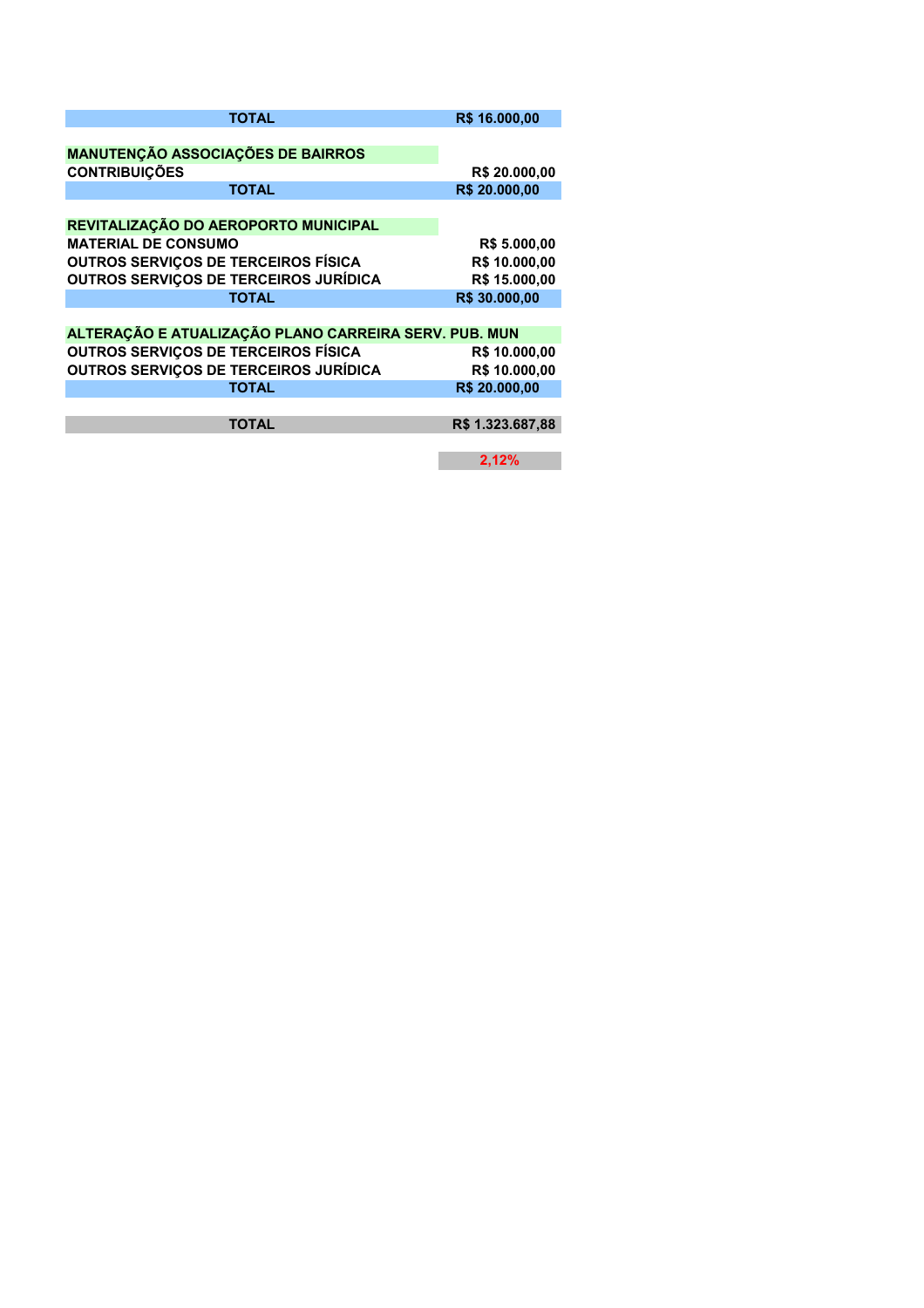| | |
|---|---|
| **TOTAL** | **R$ 16.000,00** |
| | |
| **MANUTENÇÃO ASSOCIAÇÕES DE BAIRROS** | |
| **CONTRIBUIÇÕES** | **R$ 20.000,00** |
| **TOTAL** | **R$ 20.000,00** |
| | |
| **REVITALIZAÇÃO DO AEROPORTO MUNICIPAL** | |
| **MATERIAL DE CONSUMO** | **R$ 5.000,00** |
| **OUTROS SERVIÇOS DE TERCEIROS FÍSICA** | **R$ 10.000,00** |
| **OUTROS SERVIÇOS DE TERCEIROS JURÍDICA** | **R$ 15.000,00** |
| **TOTAL** | **R$ 30.000,00** |
| | |
| **ALTERAÇÃO E ATUALIZAÇÃO PLANO CARREIRA SERV. PUB. MUN** | |
| **OUTROS SERVIÇOS DE TERCEIROS FÍSICA** | **R$ 10.000,00** |
| **OUTROS SERVIÇOS DE TERCEIROS JURÍDICA** | **R$ 10.000,00** |
| **TOTAL** | **R$ 20.000,00** |
| | |
| **TOTAL** | **R$ 1.323.687,88** |
| | |
| | **2,12%** |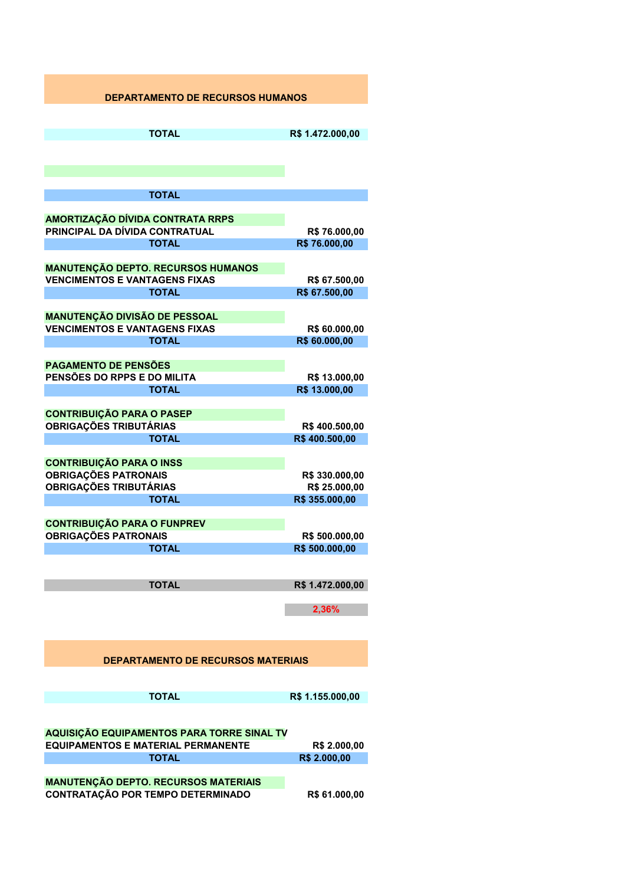## DEPARTAMENTO DE RECURSOS HUMANOS

| | |
|---|---|
| **TOTAL** | **R$ 1.472.000,00** |
| | |
| **TOTAL** | |
| **AMORTIZAÇÃO DÍVIDA CONTRATA RRPS** | |
| **PRINCIPAL DA DÍVIDA CONTRATUAL** | **R$ 76.000,00** |
| **TOTAL** | **R$ 76.000,00** |
| **MANUTENÇÃO DEPTO. RECURSOS HUMANOS** | |
| **VENCIMENTOS E VANTAGENS FIXAS** | **R$ 67.500,00** |
| **TOTAL** | **R$ 67.500,00** |
| **MANUTENÇÃO DIVISÃO DE PESSOAL** | |
| **VENCIMENTOS E VANTAGENS FIXAS** | **R$ 60.000,00** |
| **TOTAL** | **R$ 60.000,00** |
| **PAGAMENTO DE PENSÕES** | |
| **PENSÕES DO RPPS E DO MILITA** | **R$ 13.000,00** |
| **TOTAL** | **R$ 13.000,00** |
| **CONTRIBUIÇÃO PARA O PASEP** | |
| **OBRIGAÇÕES TRIBUTÁRIAS** | **R$ 400.500,00** |
| **TOTAL** | **R$ 400.500,00** |
| **CONTRIBUIÇÃO PARA O INSS** | |
| **OBRIGAÇÕES PATRONAIS** | **R$ 330.000,00** |
| **OBRIGAÇÕES TRIBUTÁRIAS** | **R$ 25.000,00** |
| **TOTAL** | **R$ 355.000,00** |
| **CONTRIBUIÇÃO PARA O FUNPREV** | |
| **OBRIGAÇÕES PATRONAIS** | **R$ 500.000,00** |
| **TOTAL** | **R$ 500.000,00** |
| | |
| **TOTAL** | **R$ 1.472.000,00** |
| | **2,36%** |

## DEPARTAMENTO DE RECURSOS MATERIAIS

| | |
|---|---|
| **TOTAL** | **R$ 1.155.000,00** |
| | |
| **AQUISIÇÃO EQUIPAMENTOS PARA TORRE SINAL TV** | |
| **EQUIPAMENTOS E MATERIAL PERMANENTE** | **R$ 2.000,00** |
| **TOTAL** | **R$ 2.000,00** |
| **MANUTENÇÃO DEPTO. RECURSOS MATERIAIS** | |
| **CONTRATAÇÃO POR TEMPO DETERMINADO** | **R$ 61.000,00** |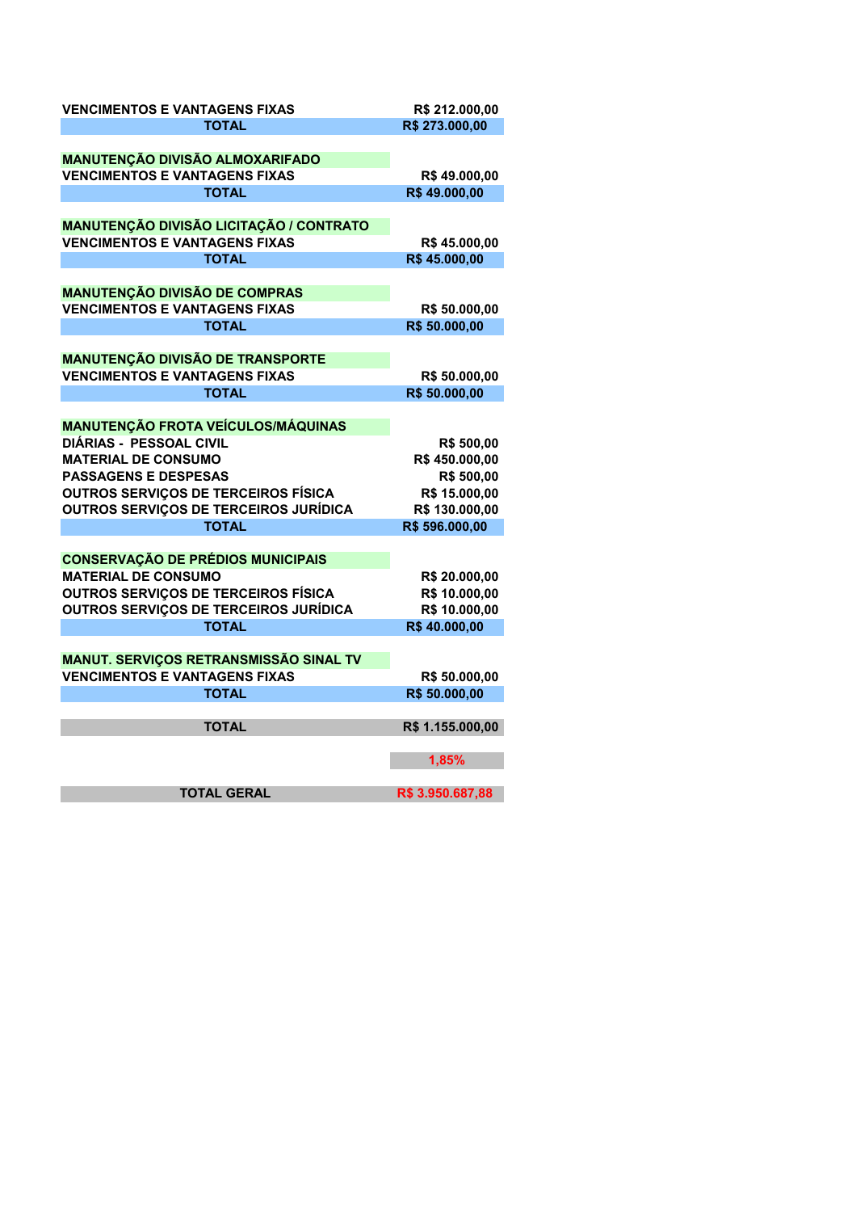| | |
|---|---|
| VENCIMENTOS E VANTAGENS FIXAS | R$ 212.000,00 |
| **TOTAL** | **R$ 273.000,00** |
| | |
| **MANUTENÇÃO DIVISÃO ALMOXARIFADO** | |
| VENCIMENTOS E VANTAGENS FIXAS | R$ 49.000,00 |
| **TOTAL** | **R$ 49.000,00** |
| | |
| **MANUTENÇÃO DIVISÃO LICITAÇÃO / CONTRATO** | |
| VENCIMENTOS E VANTAGENS FIXAS | R$ 45.000,00 |
| **TOTAL** | **R$ 45.000,00** |
| | |
| **MANUTENÇÃO DIVISÃO DE COMPRAS** | |
| VENCIMENTOS E VANTAGENS FIXAS | R$ 50.000,00 |
| **TOTAL** | **R$ 50.000,00** |
| | |
| **MANUTENÇÃO DIVISÃO DE TRANSPORTE** | |
| VENCIMENTOS E VANTAGENS FIXAS | R$ 50.000,00 |
| **TOTAL** | **R$ 50.000,00** |
| | |
| **MANUTENÇÃO FROTA VEÍCULOS/MÁQUINAS** | |
| DIÁRIAS - PESSOAL CIVIL | R$ 500,00 |
| MATERIAL DE CONSUMO | R$ 450.000,00 |
| PASSAGENS E DESPESAS | R$ 500,00 |
| OUTROS SERVIÇOS DE TERCEIROS FÍSICA | R$ 15.000,00 |
| OUTROS SERVIÇOS DE TERCEIROS JURÍDICA | R$ 130.000,00 |
| **TOTAL** | **R$ 596.000,00** |
| | |
| **CONSERVAÇÃO DE PRÉDIOS MUNICIPAIS** | |
| MATERIAL DE CONSUMO | R$ 20.000,00 |
| OUTROS SERVIÇOS DE TERCEIROS FÍSICA | R$ 10.000,00 |
| OUTROS SERVIÇOS DE TERCEIROS JURÍDICA | R$ 10.000,00 |
| **TOTAL** | **R$ 40.000,00** |
| | |
| **MANUT. SERVIÇOS RETRANSMISSÃO SINAL TV** | |
| VENCIMENTOS E VANTAGENS FIXAS | R$ 50.000,00 |
| **TOTAL** | **R$ 50.000,00** |
| | |
| **TOTAL** | **R$ 1.155.000,00** |
| | |
| | **1,85%** |
| | |
| **TOTAL GERAL** | **R$ 3.950.687,88** |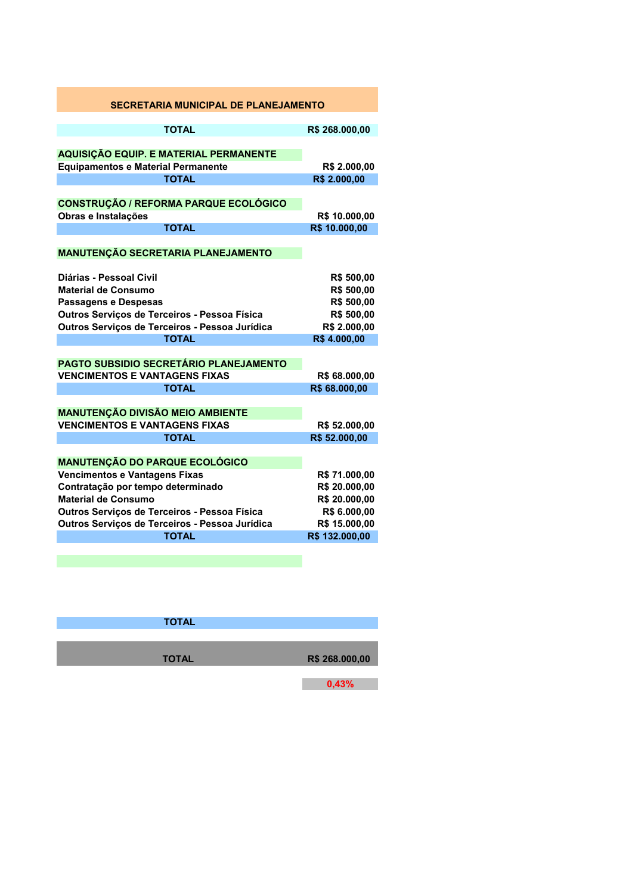## SECRETARIA MUNICIPAL DE PLANEJAMENTO

| | |
|---|---|
| **TOTAL** | **R$ 268.000,00** |
| | |
| **AQUISIÇÃO EQUIP. E MATERIAL PERMANENTE** | |
| Equipamentos e Material Permanente | R$ 2.000,00 |
| **TOTAL** | **R$ 2.000,00** |
| | |
| **CONSTRUÇÃO / REFORMA PARQUE ECOLÓGICO** | |
| Obras e Instalações | R$ 10.000,00 |
| **TOTAL** | **R$ 10.000,00** |
| | |
| **MANUTENÇÃO SECRETARIA PLANEJAMENTO** | |
| | |
| Diárias - Pessoal Civil | R$ 500,00 |
| Material de Consumo | R$ 500,00 |
| Passagens e Despesas | R$ 500,00 |
| Outros Serviços de Terceiros - Pessoa Física | R$ 500,00 |
| Outros Serviços de Terceiros - Pessoa Jurídica | R$ 2.000,00 |
| **TOTAL** | **R$ 4.000,00** |
| | |
| **PAGTO SUBSIDIO SECRETÁRIO PLANEJAMENTO** | |
| VENCIMENTOS E VANTAGENS FIXAS | R$ 68.000,00 |
| **TOTAL** | **R$ 68.000,00** |
| | |
| **MANUTENÇÃO DIVISÃO MEIO AMBIENTE** | |
| VENCIMENTOS E VANTAGENS FIXAS | R$ 52.000,00 |
| **TOTAL** | **R$ 52.000,00** |
| | |
| **MANUTENÇÃO DO PARQUE ECOLÓGICO** | |
| Vencimentos e Vantagens Fixas | R$ 71.000,00 |
| Contratação por tempo determinado | R$ 20.000,00 |
| Material de Consumo | R$ 20.000,00 |
| Outros Serviços de Terceiros - Pessoa Física | R$ 6.000,00 |
| Outros Serviços de Terceiros - Pessoa Jurídica | R$ 15.000,00 |
| **TOTAL** | **R$ 132.000,00** |
| | |
| **TOTAL** | |
| | |
| **TOTAL** | **R$ 268.000,00** |
| | 0,43% |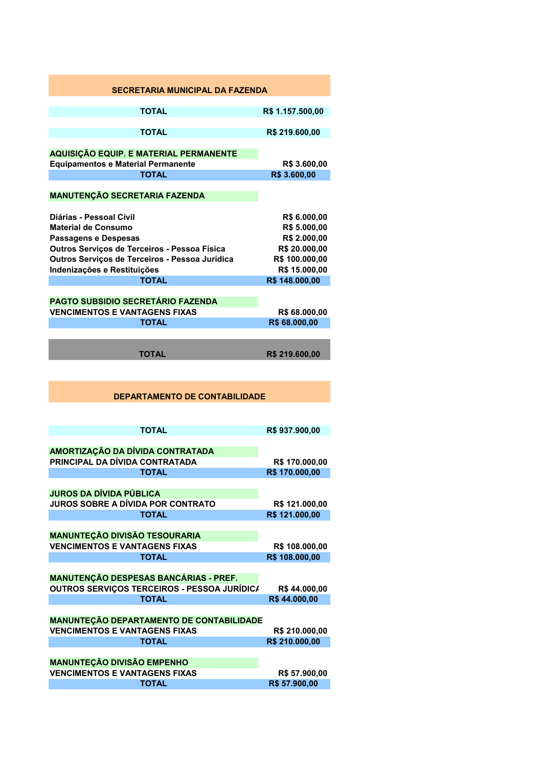## SECRETARIA MUNICIPAL DA FAZENDA

| | |
|---|---|
| **TOTAL** | **R$ 1.157.500,00** |
| **TOTAL** | **R$ 219.600,00** |
| **AQUISIÇÃO EQUIP. E MATERIAL PERMANENTE** | |
| Equipamentos e Material Permanente | R$ 3.600,00 |
| **TOTAL** | **R$ 3.600,00** |
| **MANUTENÇÃO SECRETARIA FAZENDA** | |
| Diárias - Pessoal Civil | R$ 6.000,00 |
| Material de Consumo | R$ 5.000,00 |
| Passagens e Despesas | R$ 2.000,00 |
| Outros Serviços de Terceiros - Pessoa Física | R$ 20.000,00 |
| Outros Serviços de Terceiros - Pessoa Jurídica | R$ 100.000,00 |
| Indenizações e Restituições | R$ 15.000,00 |
| **TOTAL** | **R$ 148.000,00** |
| **PAGTO SUBSIDIO SECRETÁRIO FAZENDA** | |
| VENCIMENTOS E VANTAGENS FIXAS | R$ 68.000,00 |
| **TOTAL** | **R$ 68.000,00** |
| **TOTAL** | **R$ 219.600,00** |

## DEPARTAMENTO DE CONTABILIDADE

| | |
|---|---|
| **TOTAL** | **R$ 937.900,00** |
| **AMORTIZAÇÃO DA DÍVIDA CONTRATADA** | |
| PRINCIPAL DA DÍVIDA CONTRATADA | R$ 170.000,00 |
| **TOTAL** | **R$ 170.000,00** |
| **JUROS DA DÍVIDA PÚBLICA** | |
| JUROS SOBRE A DÍVIDA POR CONTRATO | R$ 121.000,00 |
| **TOTAL** | **R$ 121.000,00** |
| **MANUNTEÇÃO DIVISÃO TESOURARIA** | |
| VENCIMENTOS E VANTAGENS FIXAS | R$ 108.000,00 |
| **TOTAL** | **R$ 108.000,00** |
| **MANUNTEÇÃO DESPESAS BANCÁRIAS - PREF.** | |
| OUTROS SERVIÇOS TERCEIROS - PESSOA JURÍDICA | R$ 44.000,00 |
| **TOTAL** | **R$ 44.000,00** |
| **MANUNTEÇÃO DEPARTAMENTO DE CONTABILIDADE** | |
| VENCIMENTOS E VANTAGENS FIXAS | R$ 210.000,00 |
| **TOTAL** | **R$ 210.000,00** |
| **MANUNTEÇÃO DIVISÃO EMPENHO** | |
| VENCIMENTOS E VANTAGENS FIXAS | R$ 57.900,00 |
| **TOTAL** | **R$ 57.900,00** |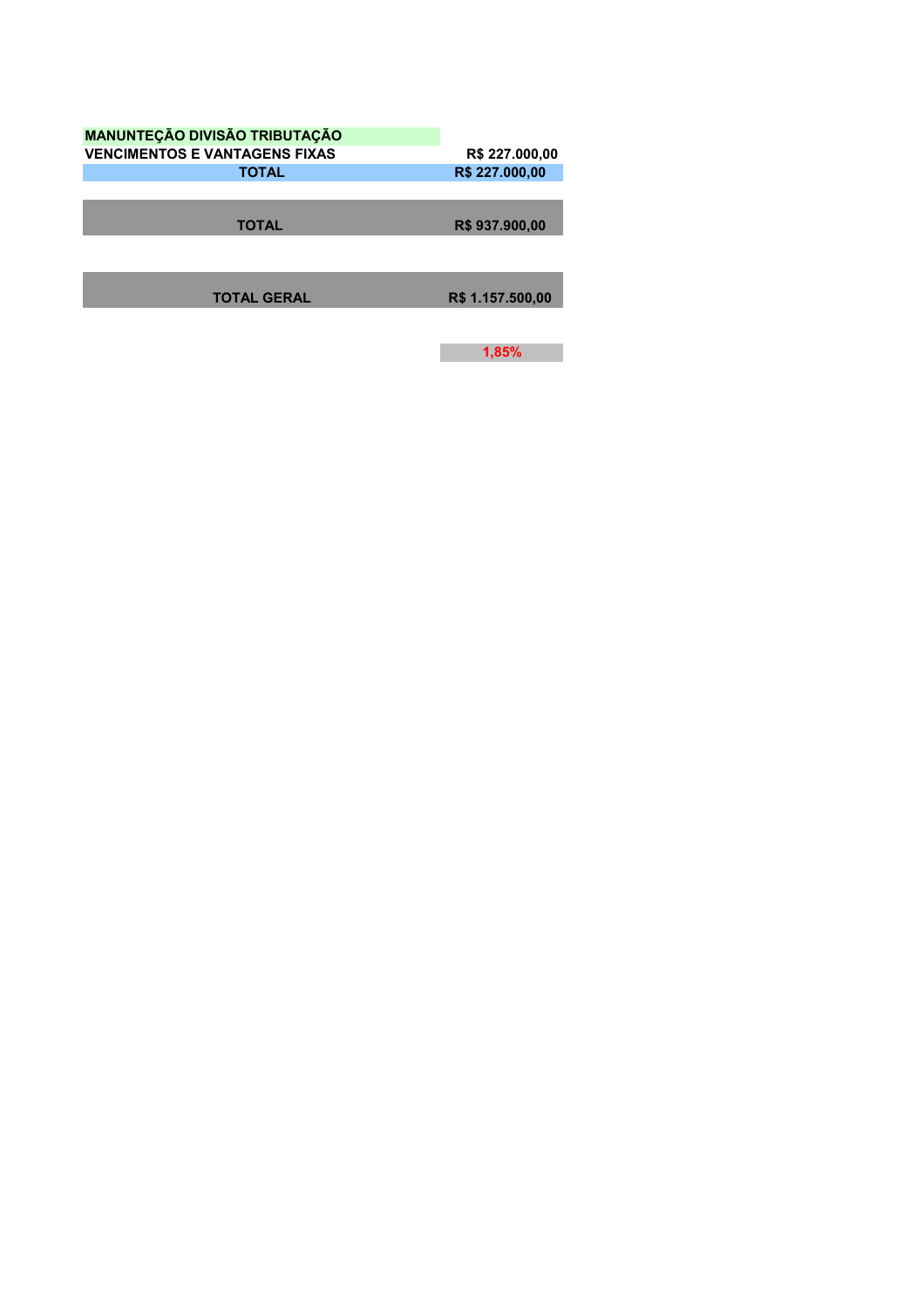| MANUNTEÇÃO DIVISÃO TRIBUTAÇÃO | |
|---|---|
| VENCIMENTOS E VANTAGENS FIXAS | R$ 227.000,00 |
| **TOTAL** | **R$ 227.000,00** |
| | |
| **TOTAL** | **R$ 937.900,00** |
| | |
| **TOTAL GERAL** | **R$ 1.157.500,00** |
| | |
| | **1,85%** |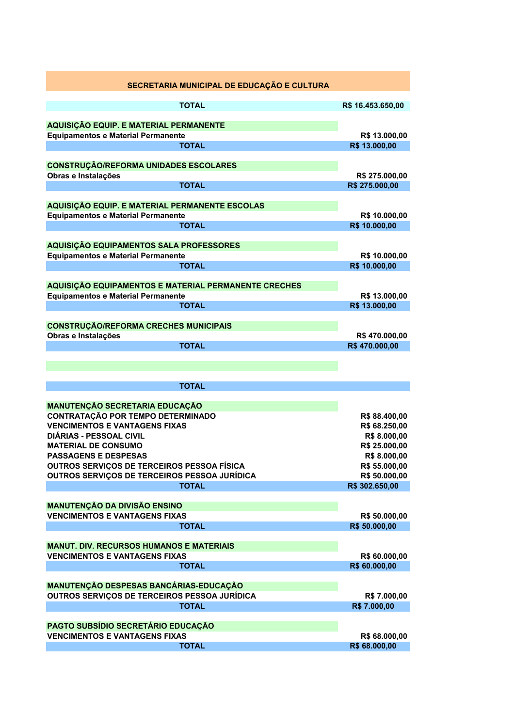## SECRETARIA MUNICIPAL DE EDUCAÇÃO E CULTURA

| | |
|---|---|
| **TOTAL** | **R$ 16.453.650,00** |
| | |
| **AQUISIÇÃO EQUIP. E MATERIAL PERMANENTE** | |
| Equipamentos e Material Permanente | R$ 13.000,00 |
| **TOTAL** | **R$ 13.000,00** |
| | |
| **CONSTRUÇÃO/REFORMA UNIDADES ESCOLARES** | |
| Obras e Instalações | R$ 275.000,00 |
| **TOTAL** | **R$ 275.000,00** |
| | |
| **AQUISIÇÃO EQUIP. E MATERIAL PERMANENTE ESCOLAS** | |
| Equipamentos e Material Permanente | R$ 10.000,00 |
| **TOTAL** | **R$ 10.000,00** |
| | |
| **AQUISIÇÃO EQUIPAMENTOS SALA PROFESSORES** | |
| Equipamentos e Material Permanente | R$ 10.000,00 |
| **TOTAL** | **R$ 10.000,00** |
| | |
| **AQUISIÇÃO EQUIPAMENTOS E MATERIAL PERMANENTE CRECHES** | |
| Equipamentos e Material Permanente | R$ 13.000,00 |
| **TOTAL** | **R$ 13.000,00** |
| | |
| **CONSTRUÇÃO/REFORMA CRECHES MUNICIPAIS** | |
| Obras e Instalações | R$ 470.000,00 |
| **TOTAL** | **R$ 470.000,00** |
| | |
| | |
| **TOTAL** | |
| | |
| **MANUTENÇÃO SECRETARIA EDUCAÇÃO** | |
| CONTRATAÇÃO POR TEMPO DETERMINADO | R$ 88.400,00 |
| VENCIMENTOS E VANTAGENS FIXAS | R$ 68.250,00 |
| DIÁRIAS - PESSOAL CIVIL | R$ 8.000,00 |
| MATERIAL DE CONSUMO | R$ 25.000,00 |
| PASSAGENS E DESPESAS | R$ 8.000,00 |
| OUTROS SERVIÇOS DE TERCEIROS PESSOA FÍSICA | R$ 55.000,00 |
| OUTROS SERVIÇOS DE TERCEIROS PESSOA JURÍDICA | R$ 50.000,00 |
| **TOTAL** | **R$ 302.650,00** |
| | |
| **MANUTENÇÃO DA DIVISÃO ENSINO** | |
| VENCIMENTOS E VANTAGENS FIXAS | R$ 50.000,00 |
| **TOTAL** | **R$ 50.000,00** |
| | |
| **MANUT. DIV. RECURSOS HUMANOS E MATERIAIS** | |
| VENCIMENTOS E VANTAGENS FIXAS | R$ 60.000,00 |
| **TOTAL** | **R$ 60.000,00** |
| | |
| **MANUTENÇÃO DESPESAS BANCÁRIAS-EDUCAÇÃO** | |
| OUTROS SERVIÇOS DE TERCEIROS PESSOA JURÍDICA | R$ 7.000,00 |
| **TOTAL** | **R$ 7.000,00** |
| | |
| **PAGTO SUBSÍDIO SECRETÁRIO EDUCAÇÃO** | |
| VENCIMENTOS E VANTAGENS FIXAS | R$ 68.000,00 |
| **TOTAL** | **R$ 68.000,00** |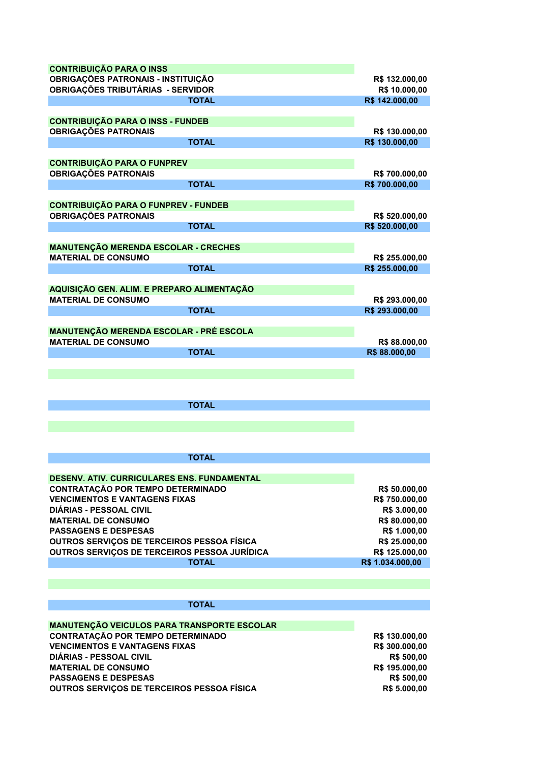| CONTRIBUIÇÃO PARA O INSS | |
|---|---|
| OBRIGAÇÕES PATRONAIS - INSTITUIÇÃO | R$ 132.000,00 |
| OBRIGAÇÕES TRIBUTÁRIAS - SERVIDOR | R$ 10.000,00 |
| **TOTAL** | **R$ 142.000,00** |

| CONTRIBUIÇÃO PARA O INSS - FUNDEB | |
|---|---|
| OBRIGAÇÕES PATRONAIS | R$ 130.000,00 |
| **TOTAL** | **R$ 130.000,00** |

| CONTRIBUIÇÃO PARA O FUNPREV | |
|---|---|
| OBRIGAÇÕES PATRONAIS | R$ 700.000,00 |
| **TOTAL** | **R$ 700.000,00** |

| CONTRIBUIÇÃO PARA O FUNPREV - FUNDEB | |
|---|---|
| OBRIGAÇÕES PATRONAIS | R$ 520.000,00 |
| **TOTAL** | **R$ 520.000,00** |

| MANUTENÇÃO MERENDA ESCOLAR - CRECHES | |
|---|---|
| MATERIAL DE CONSUMO | R$ 255.000,00 |
| **TOTAL** | **R$ 255.000,00** |

| AQUISIÇÃO GEN. ALIM. E PREPARO ALIMENTAÇÃO | |
|---|---|
| MATERIAL DE CONSUMO | R$ 293.000,00 |
| **TOTAL** | **R$ 293.000,00** |

| MANUTENÇÃO MERENDA ESCOLAR - PRÉ ESCOLA | |
|---|---|
| MATERIAL DE CONSUMO | R$ 88.000,00 |
| **TOTAL** | **R$ 88.000,00** |

| | |
|---|---|
| **TOTAL** | |

| | |
|---|---|
| **TOTAL** | |

| DESENV. ATIV. CURRICULARES ENS. FUNDAMENTAL | |
|---|---|
| CONTRATAÇÃO POR TEMPO DETERMINADO | R$ 50.000,00 |
| VENCIMENTOS E VANTAGENS FIXAS | R$ 750.000,00 |
| DIÁRIAS - PESSOAL CIVIL | R$ 3.000,00 |
| MATERIAL DE CONSUMO | R$ 80.000,00 |
| PASSAGENS E DESPESAS | R$ 1.000,00 |
| OUTROS SERVIÇOS DE TERCEIROS PESSOA FÍSICA | R$ 25.000,00 |
| OUTROS SERVIÇOS DE TERCEIROS PESSOA JURÍDICA | R$ 125.000,00 |
| **TOTAL** | **R$ 1.034.000,00** |

| | |
|---|---|
| **TOTAL** | |

| MANUTENÇÃO VEICULOS PARA TRANSPORTE ESCOLAR | |
|---|---|
| CONTRATAÇÃO POR TEMPO DETERMINADO | R$ 130.000,00 |
| VENCIMENTOS E VANTAGENS FIXAS | R$ 300.000,00 |
| DIÁRIAS - PESSOAL CIVIL | R$ 500,00 |
| MATERIAL DE CONSUMO | R$ 195.000,00 |
| PASSAGENS E DESPESAS | R$ 500,00 |
| OUTROS SERVIÇOS DE TERCEIROS PESSOA FÍSICA | R$ 5.000,00 |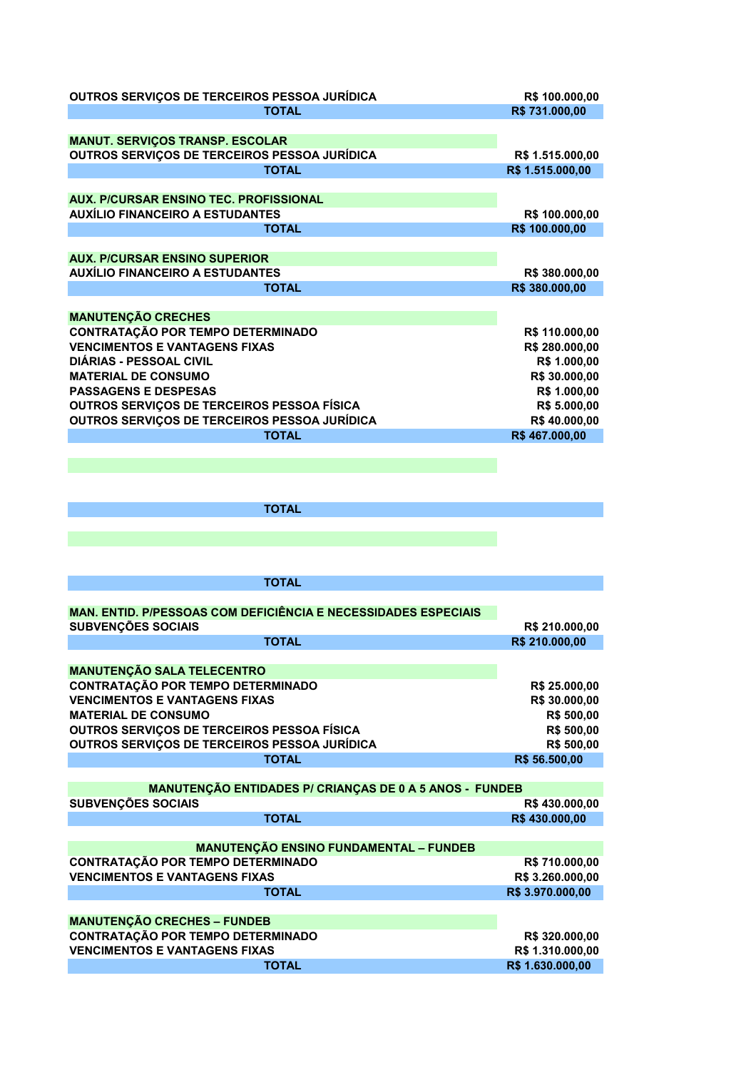| | |
|---|---|
| OUTROS SERVIÇOS DE TERCEIROS PESSOA JURÍDICA | R$ 100.000,00 |
| **TOTAL** | **R$ 731.000,00** |
| | |
| **MANUT. SERVIÇOS TRANSP. ESCOLAR** | |
| OUTROS SERVIÇOS DE TERCEIROS PESSOA JURÍDICA | R$ 1.515.000,00 |
| **TOTAL** | **R$ 1.515.000,00** |
| | |
| **AUX. P/CURSAR ENSINO TEC. PROFISSIONAL** | |
| AUXÍLIO FINANCEIRO A ESTUDANTES | R$ 100.000,00 |
| **TOTAL** | **R$ 100.000,00** |
| | |
| **AUX. P/CURSAR ENSINO SUPERIOR** | |
| AUXÍLIO FINANCEIRO A ESTUDANTES | R$ 380.000,00 |
| **TOTAL** | **R$ 380.000,00** |
| | |
| **MANUTENÇÃO CRECHES** | |
| CONTRATAÇÃO POR TEMPO DETERMINADO | R$ 110.000,00 |
| VENCIMENTOS E VANTAGENS FIXAS | R$ 280.000,00 |
| DIÁRIAS - PESSOAL CIVIL | R$ 1.000,00 |
| MATERIAL DE CONSUMO | R$ 30.000,00 |
| PASSAGENS E DESPESAS | R$ 1.000,00 |
| OUTROS SERVIÇOS DE TERCEIROS PESSOA FÍSICA | R$ 5.000,00 |
| OUTROS SERVIÇOS DE TERCEIROS PESSOA JURÍDICA | R$ 40.000,00 |
| **TOTAL** | **R$ 467.000,00** |
| | |
| **TOTAL** | |
| | |
| **TOTAL** | |
| | |
| **MAN. ENTID. P/PESSOAS COM DEFICIÊNCIA E NECESSIDADES ESPECIAIS** | |
| SUBVENÇÕES SOCIAIS | R$ 210.000,00 |
| **TOTAL** | **R$ 210.000,00** |
| | |
| **MANUTENÇÃO SALA TELECENTRO** | |
| CONTRATAÇÃO POR TEMPO DETERMINADO | R$ 25.000,00 |
| VENCIMENTOS E VANTAGENS FIXAS | R$ 30.000,00 |
| MATERIAL DE CONSUMO | R$ 500,00 |
| OUTROS SERVIÇOS DE TERCEIROS PESSOA FÍSICA | R$ 500,00 |
| OUTROS SERVIÇOS DE TERCEIROS PESSOA JURÍDICA | R$ 500,00 |
| **TOTAL** | **R$ 56.500,00** |
| | |
| **MANUTENÇÃO ENTIDADES P/ CRIANÇAS DE 0 A 5 ANOS - FUNDEB** | |
| SUBVENÇÕES SOCIAIS | R$ 430.000,00 |
| **TOTAL** | **R$ 430.000,00** |
| | |
| **MANUTENÇÃO ENSINO FUNDAMENTAL – FUNDEB** | |
| CONTRATAÇÃO POR TEMPO DETERMINADO | R$ 710.000,00 |
| VENCIMENTOS E VANTAGENS FIXAS | R$ 3.260.000,00 |
| **TOTAL** | **R$ 3.970.000,00** |
| | |
| **MANUTENÇÃO CRECHES – FUNDEB** | |
| CONTRATAÇÃO POR TEMPO DETERMINADO | R$ 320.000,00 |
| VENCIMENTOS E VANTAGENS FIXAS | R$ 1.310.000,00 |
| **TOTAL** | **R$ 1.630.000,00** |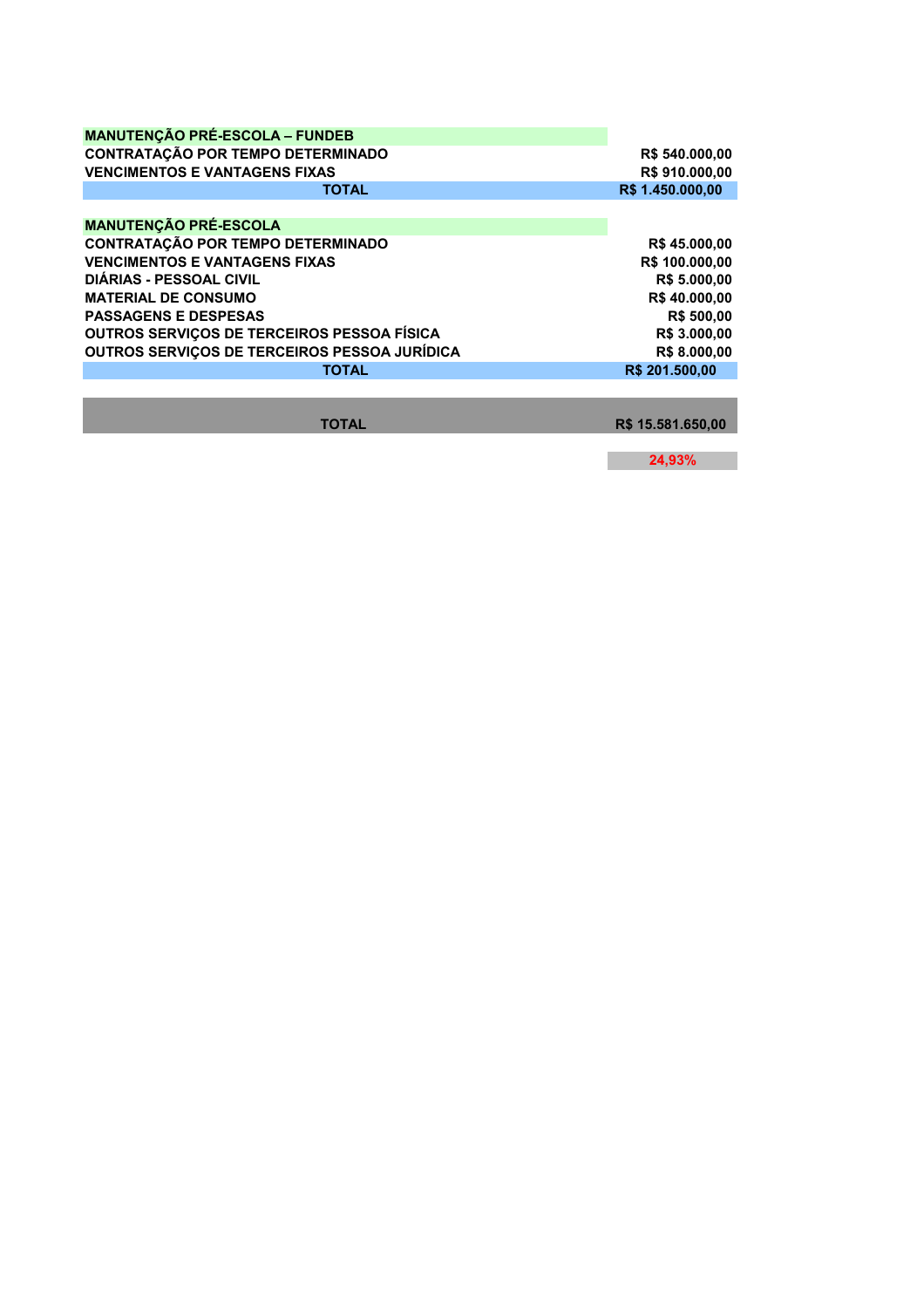| MANUTENÇÃO PRÉ-ESCOLA – FUNDEB | |
|---|---|
| CONTRATAÇÃO POR TEMPO DETERMINADO | R$ 540.000,00 |
| VENCIMENTOS E VANTAGENS FIXAS | R$ 910.000,00 |
| TOTAL | R$ 1.450.000,00 |

| MANUTENÇÃO PRÉ-ESCOLA | |
|---|---|
| CONTRATAÇÃO POR TEMPO DETERMINADO | R$ 45.000,00 |
| VENCIMENTOS E VANTAGENS FIXAS | R$ 100.000,00 |
| DIÁRIAS - PESSOAL CIVIL | R$ 5.000,00 |
| MATERIAL DE CONSUMO | R$ 40.000,00 |
| PASSAGENS E DESPESAS | R$ 500,00 |
| OUTROS SERVIÇOS DE TERCEIROS PESSOA FÍSICA | R$ 3.000,00 |
| OUTROS SERVIÇOS DE TERCEIROS PESSOA JURÍDICA | R$ 8.000,00 |
| TOTAL | R$ 201.500,00 |

| TOTAL | R$ 15.581.650,00 |
|---|---|
| | 24,93% |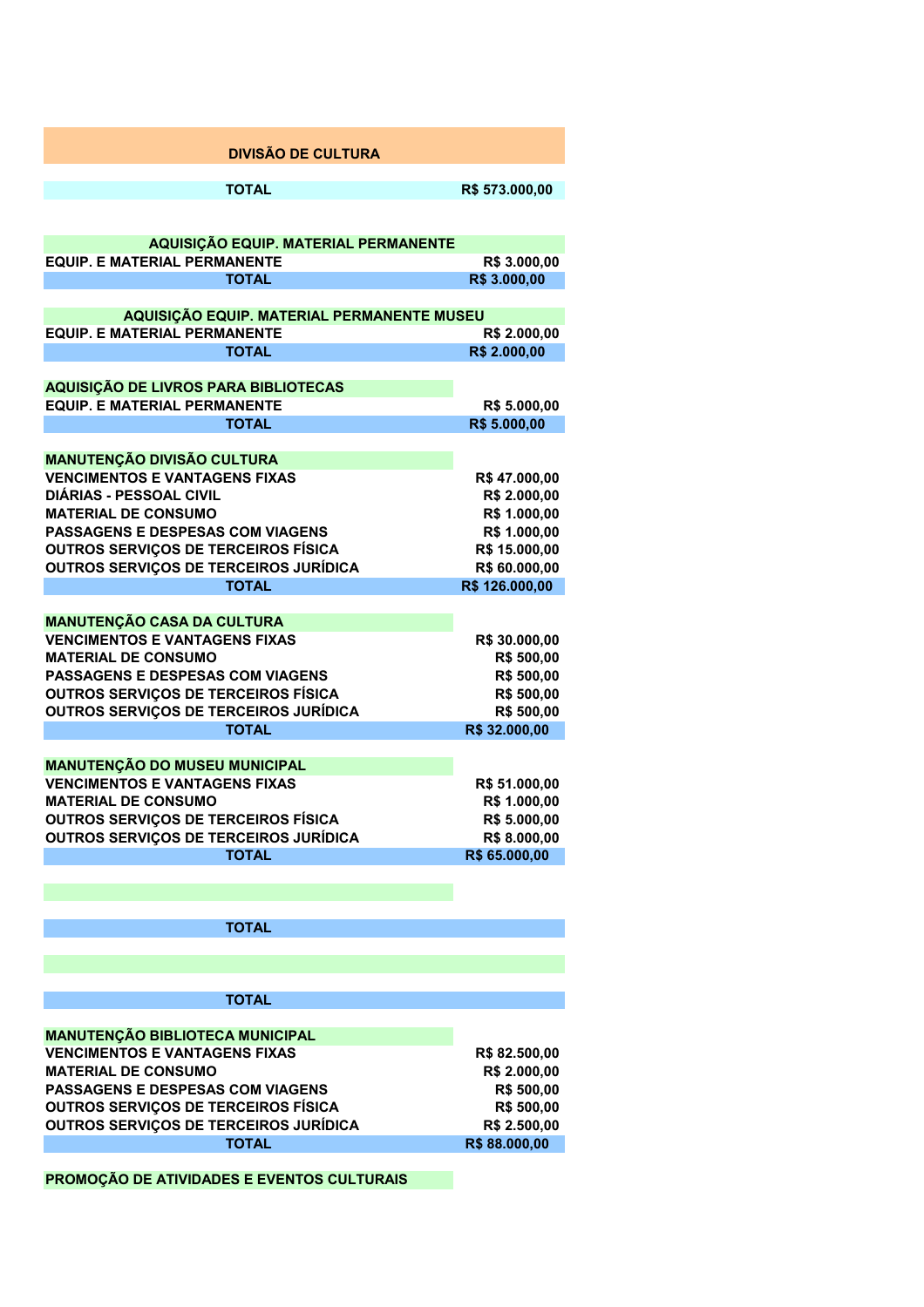## DIVISÃO DE CULTURA

| TOTAL | R$ 573.000,00 |
|---|---|

| AQUISIÇÃO EQUIP. MATERIAL PERMANENTE | |
|---|---|
| EQUIP. E MATERIAL PERMANENTE | R$ 3.000,00 |
| TOTAL | R$ 3.000,00 |

| AQUISIÇÃO EQUIP. MATERIAL PERMANENTE MUSEU | |
|---|---|
| EQUIP. E MATERIAL PERMANENTE | R$ 2.000,00 |
| TOTAL | R$ 2.000,00 |

| AQUISIÇÃO DE LIVROS PARA BIBLIOTECAS | |
|---|---|
| EQUIP. E MATERIAL PERMANENTE | R$ 5.000,00 |
| TOTAL | R$ 5.000,00 |

| MANUTENÇÃO DIVISÃO CULTURA | |
|---|---|
| VENCIMENTOS E VANTAGENS FIXAS | R$ 47.000,00 |
| DIÁRIAS - PESSOAL CIVIL | R$ 2.000,00 |
| MATERIAL DE CONSUMO | R$ 1.000,00 |
| PASSAGENS E DESPESAS COM VIAGENS | R$ 1.000,00 |
| OUTROS SERVIÇOS DE TERCEIROS FÍSICA | R$ 15.000,00 |
| OUTROS SERVIÇOS DE TERCEIROS JURÍDICA | R$ 60.000,00 |
| TOTAL | R$ 126.000,00 |

| MANUTENÇÃO CASA DA CULTURA | |
|---|---|
| VENCIMENTOS E VANTAGENS FIXAS | R$ 30.000,00 |
| MATERIAL DE CONSUMO | R$ 500,00 |
| PASSAGENS E DESPESAS COM VIAGENS | R$ 500,00 |
| OUTROS SERVIÇOS DE TERCEIROS FÍSICA | R$ 500,00 |
| OUTROS SERVIÇOS DE TERCEIROS JURÍDICA | R$ 500,00 |
| TOTAL | R$ 32.000,00 |

| MANUTENÇÃO DO MUSEU MUNICIPAL | |
|---|---|
| VENCIMENTOS E VANTAGENS FIXAS | R$ 51.000,00 |
| MATERIAL DE CONSUMO | R$ 1.000,00 |
| OUTROS SERVIÇOS DE TERCEIROS FÍSICA | R$ 5.000,00 |
| OUTROS SERVIÇOS DE TERCEIROS JURÍDICA | R$ 8.000,00 |
| TOTAL | R$ 65.000,00 |

| | |
|---|---|
| TOTAL | |

| | |
|---|---|
| TOTAL | |

| MANUTENÇÃO BIBLIOTECA MUNICIPAL | |
|---|---|
| VENCIMENTOS E VANTAGENS FIXAS | R$ 82.500,00 |
| MATERIAL DE CONSUMO | R$ 2.000,00 |
| PASSAGENS E DESPESAS COM VIAGENS | R$ 500,00 |
| OUTROS SERVIÇOS DE TERCEIROS FÍSICA | R$ 500,00 |
| OUTROS SERVIÇOS DE TERCEIROS JURÍDICA | R$ 2.500,00 |
| TOTAL | R$ 88.000,00 |

**PROMOÇÃO DE ATIVIDADES E EVENTOS CULTURAIS**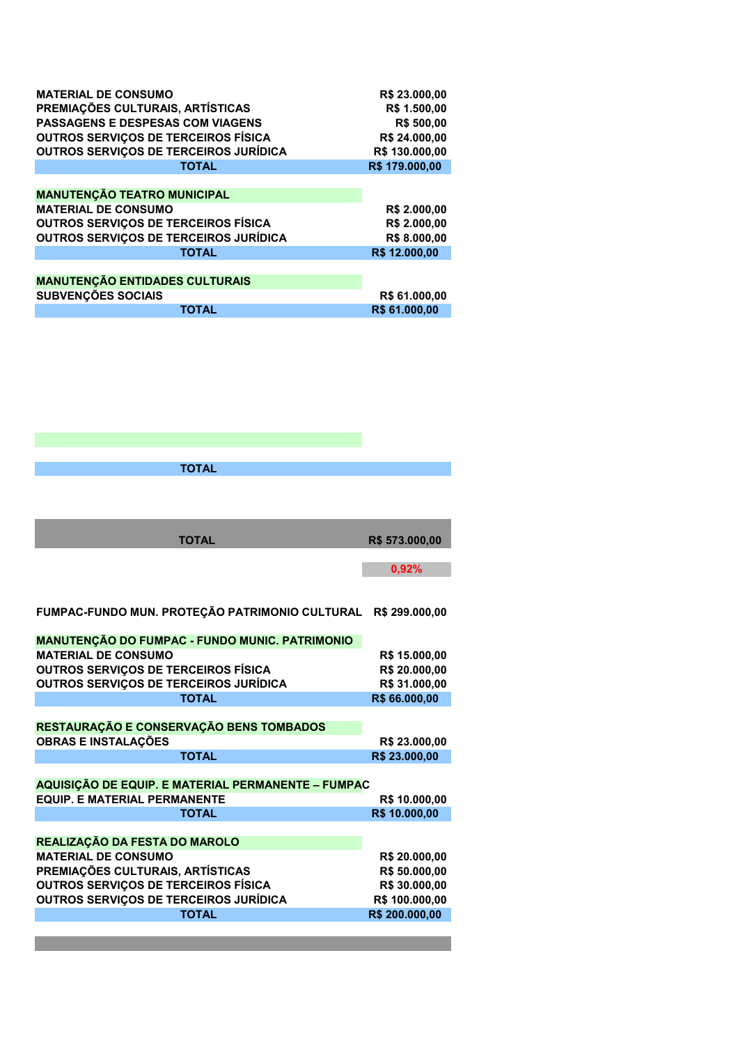| | |
|---|---|
| MATERIAL DE CONSUMO | R$ 23.000,00 |
| PREMIAÇÕES CULTURAIS, ARTÍSTICAS | R$ 1.500,00 |
| PASSAGENS E DESPESAS COM VIAGENS | R$ 500,00 |
| OUTROS SERVIÇOS DE TERCEIROS FÍSICA | R$ 24.000,00 |
| OUTROS SERVIÇOS DE TERCEIROS JURÍDICA | R$ 130.000,00 |
| **TOTAL** | **R$ 179.000,00** |

| MANUTENÇÃO TEATRO MUNICIPAL | |
|---|---|
| MATERIAL DE CONSUMO | R$ 2.000,00 |
| OUTROS SERVIÇOS DE TERCEIROS FÍSICA | R$ 2.000,00 |
| OUTROS SERVIÇOS DE TERCEIROS JURÍDICA | R$ 8.000,00 |
| **TOTAL** | **R$ 12.000,00** |

| MANUTENÇÃO ENTIDADES CULTURAIS | |
|---|---|
| SUBVENÇÕES SOCIAIS | R$ 61.000,00 |
| **TOTAL** | **R$ 61.000,00** |

| | |
|---|---|
| **TOTAL** | |

| | |
|---|---|
| **TOTAL** | **R$ 573.000,00** |
| | 0,92% |

| FUMPAC-FUNDO MUN. PROTEÇÃO PATRIMONIO CULTURAL | R$ 299.000,00 |
|---|---|

| MANUTENÇÃO DO FUMPAC - FUNDO MUNIC. PATRIMONIO | |
|---|---|
| MATERIAL DE CONSUMO | R$ 15.000,00 |
| OUTROS SERVIÇOS DE TERCEIROS FÍSICA | R$ 20.000,00 |
| OUTROS SERVIÇOS DE TERCEIROS JURÍDICA | R$ 31.000,00 |
| **TOTAL** | **R$ 66.000,00** |

| RESTAURAÇÃO E CONSERVAÇÃO BENS TOMBADOS | |
|---|---|
| OBRAS E INSTALAÇÕES | R$ 23.000,00 |
| **TOTAL** | **R$ 23.000,00** |

| AQUISIÇÃO DE EQUIP. E MATERIAL PERMANENTE – FUMPAC | |
|---|---|
| EQUIP. E MATERIAL PERMANENTE | R$ 10.000,00 |
| **TOTAL** | **R$ 10.000,00** |

| REALIZAÇÃO DA FESTA DO MAROLO | |
|---|---|
| MATERIAL DE CONSUMO | R$ 20.000,00 |
| PREMIAÇÕES CULTURAIS, ARTÍSTICAS | R$ 50.000,00 |
| OUTROS SERVIÇOS DE TERCEIROS FÍSICA | R$ 30.000,00 |
| OUTROS SERVIÇOS DE TERCEIROS JURÍDICA | R$ 100.000,00 |
| **TOTAL** | **R$ 200.000,00** |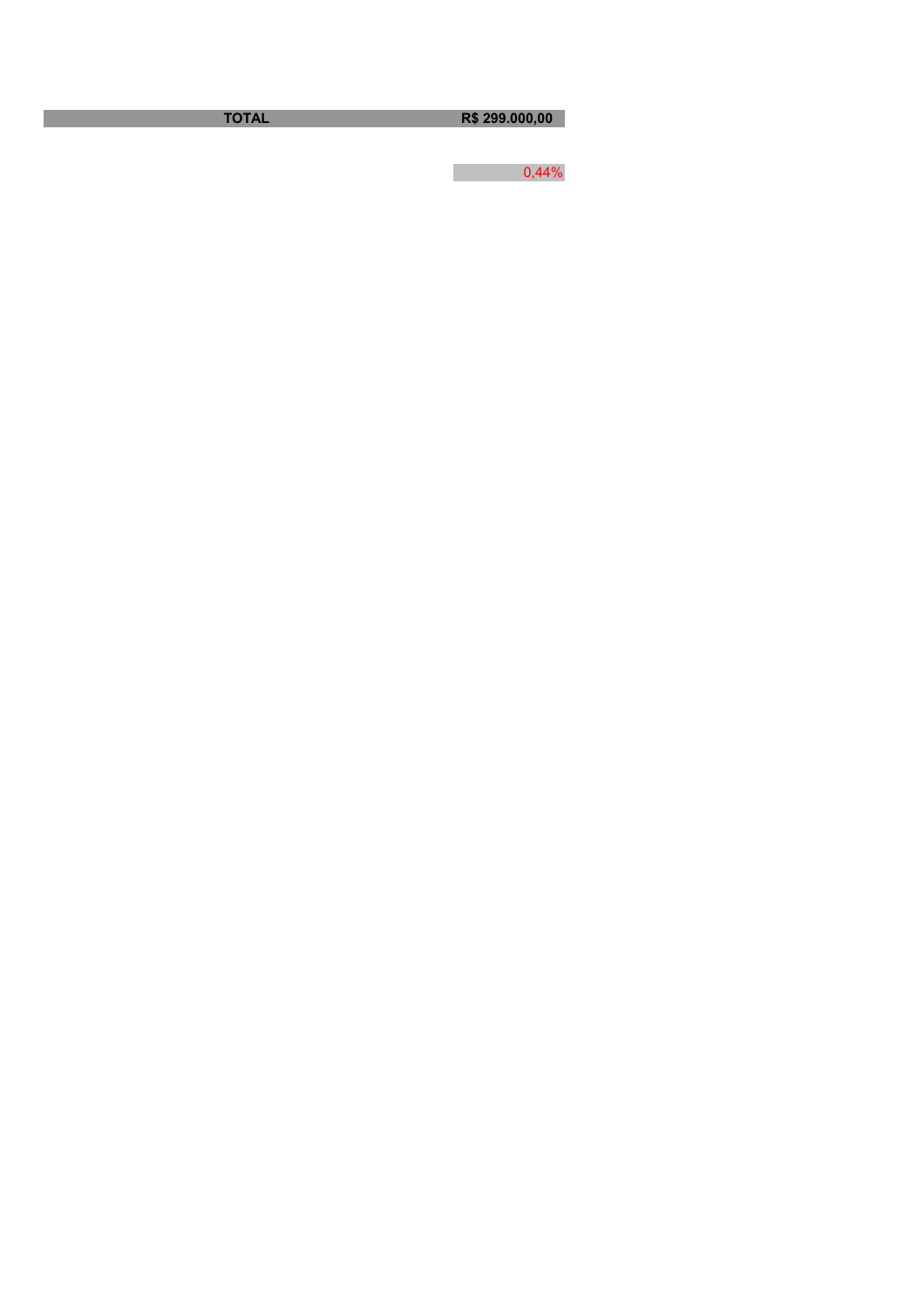| TOTAL | R$ 299.000,00 |
| --- | --- |
|  | 0,44% |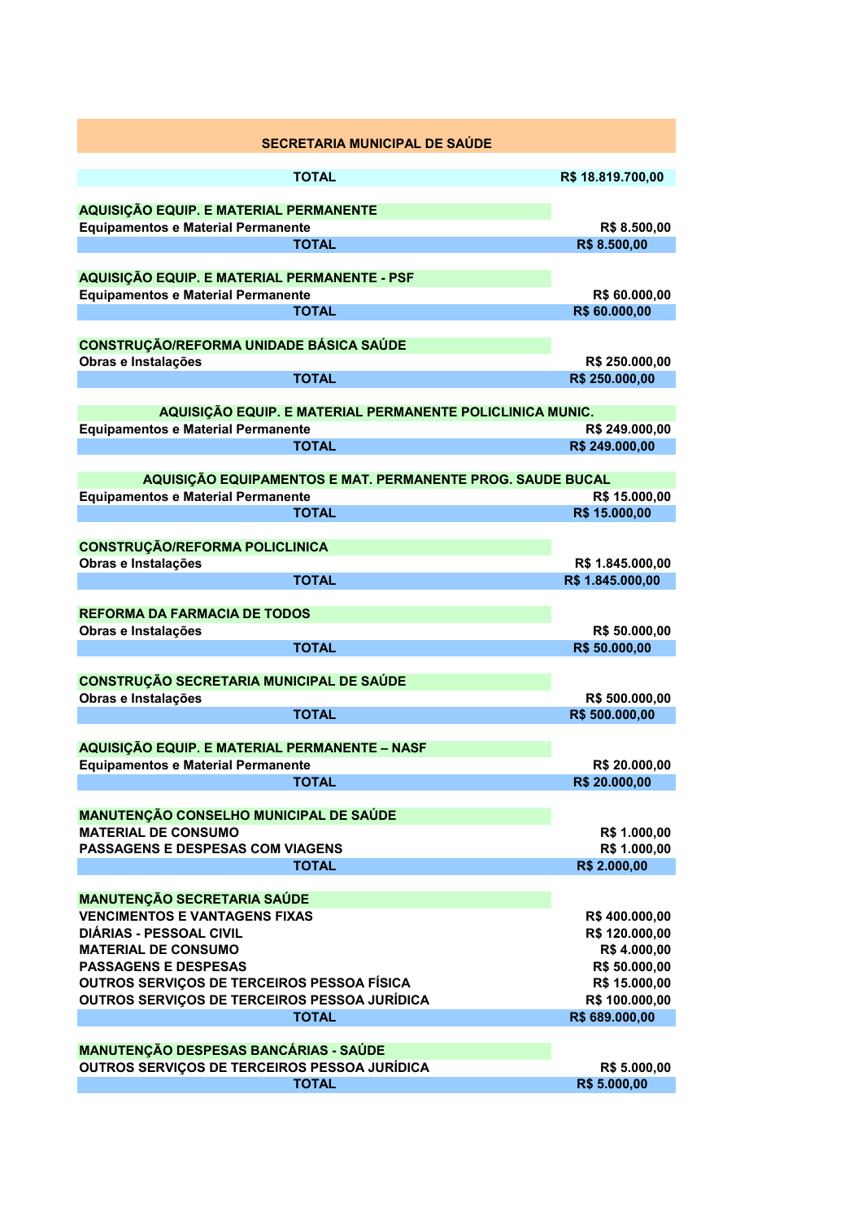| SECRETARIA MUNICIPAL DE SAÚDE | |
|---|---|
| **TOTAL** | **R$ 18.819.700,00** |
| | |
| **AQUISIÇÃO EQUIP. E MATERIAL PERMANENTE** | |
| Equipamentos e Material Permanente | R$ 8.500,00 |
| **TOTAL** | **R$ 8.500,00** |
| | |
| **AQUISIÇÃO EQUIP. E MATERIAL PERMANENTE - PSF** | |
| Equipamentos e Material Permanente | R$ 60.000,00 |
| **TOTAL** | **R$ 60.000,00** |
| | |
| **CONSTRUÇÃO/REFORMA UNIDADE BÁSICA SAÚDE** | |
| Obras e Instalações | R$ 250.000,00 |
| **TOTAL** | **R$ 250.000,00** |
| | |
| **AQUISIÇÃO EQUIP. E MATERIAL PERMANENTE POLICLINICA MUNIC.** | |
| Equipamentos e Material Permanente | R$ 249.000,00 |
| **TOTAL** | **R$ 249.000,00** |
| | |
| **AQUISIÇÃO EQUIPAMENTOS E MAT. PERMANENTE PROG. SAUDE BUCAL** | |
| Equipamentos e Material Permanente | R$ 15.000,00 |
| **TOTAL** | **R$ 15.000,00** |
| | |
| **CONSTRUÇÃO/REFORMA POLICLINICA** | |
| Obras e Instalações | R$ 1.845.000,00 |
| **TOTAL** | **R$ 1.845.000,00** |
| | |
| **REFORMA DA FARMACIA DE TODOS** | |
| Obras e Instalações | R$ 50.000,00 |
| **TOTAL** | **R$ 50.000,00** |
| | |
| **CONSTRUÇÃO SECRETARIA MUNICIPAL DE SAÚDE** | |
| Obras e Instalações | R$ 500.000,00 |
| **TOTAL** | **R$ 500.000,00** |
| | |
| **AQUISIÇÃO EQUIP. E MATERIAL PERMANENTE – NASF** | |
| Equipamentos e Material Permanente | R$ 20.000,00 |
| **TOTAL** | **R$ 20.000,00** |
| | |
| **MANUTENÇÃO CONSELHO MUNICIPAL DE SAÚDE** | |
| MATERIAL DE CONSUMO | R$ 1.000,00 |
| PASSAGENS E DESPESAS COM VIAGENS | R$ 1.000,00 |
| **TOTAL** | **R$ 2.000,00** |
| | |
| **MANUTENÇÃO SECRETARIA SAÚDE** | |
| VENCIMENTOS E VANTAGENS FIXAS | R$ 400.000,00 |
| DIÁRIAS - PESSOAL CIVIL | R$ 120.000,00 |
| MATERIAL DE CONSUMO | R$ 4.000,00 |
| PASSAGENS E DESPESAS | R$ 50.000,00 |
| OUTROS SERVIÇOS DE TERCEIROS PESSOA FÍSICA | R$ 15.000,00 |
| OUTROS SERVIÇOS DE TERCEIROS PESSOA JURÍDICA | R$ 100.000,00 |
| **TOTAL** | **R$ 689.000,00** |
| | |
| **MANUTENÇÃO DESPESAS BANCÁRIAS - SAÚDE** | |
| OUTROS SERVIÇOS DE TERCEIROS PESSOA JURÍDICA | R$ 5.000,00 |
| **TOTAL** | **R$ 5.000,00** |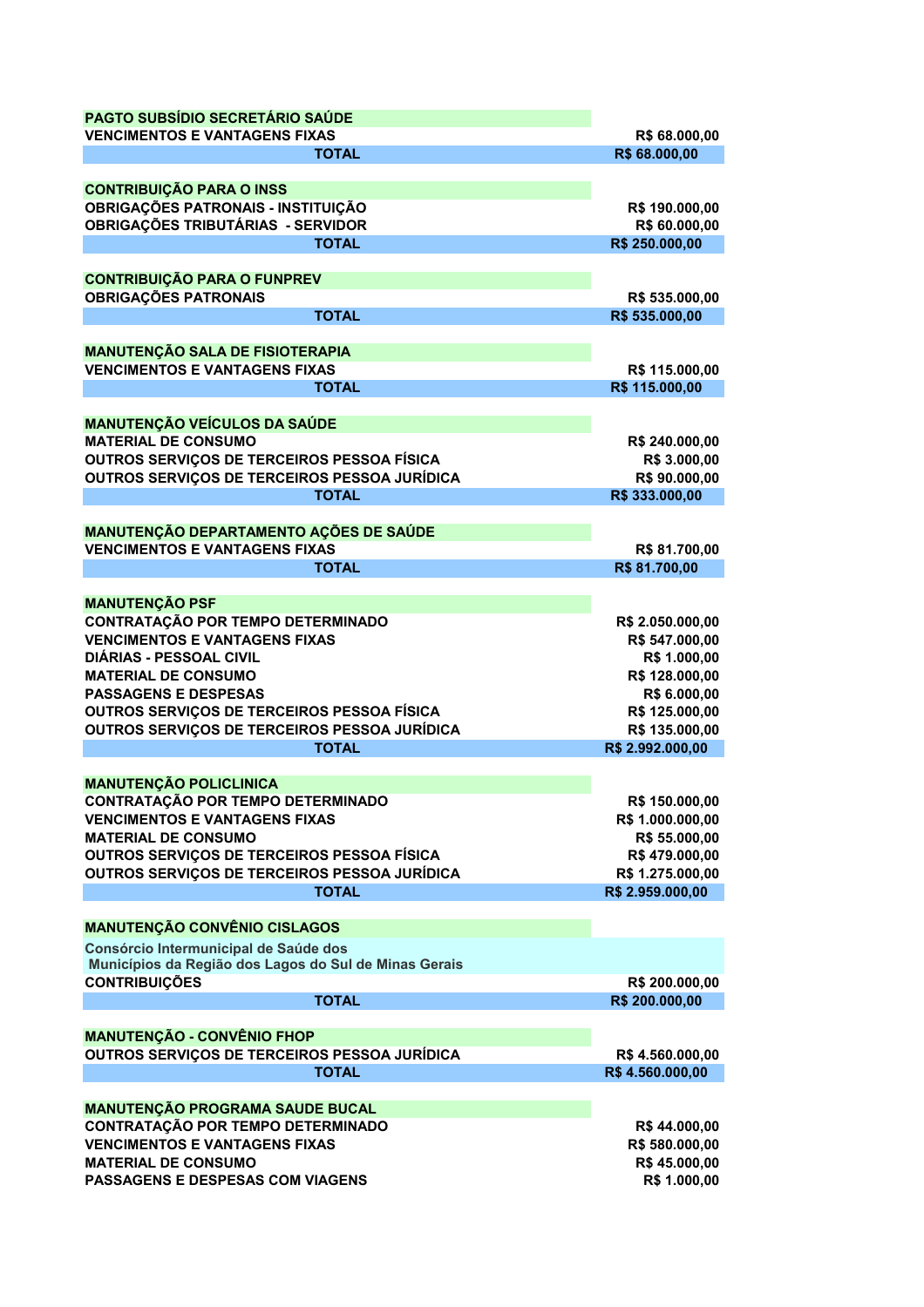| PAGTO SUBSÍDIO SECRETÁRIO SAÚDE | |
|---|---|
| VENCIMENTOS E VANTAGENS FIXAS | R$ 68.000,00 |
| **TOTAL** | **R$ 68.000,00** |

| CONTRIBUIÇÃO PARA O INSS | |
|---|---|
| OBRIGAÇÕES PATRONAIS - INSTITUIÇÃO | R$ 190.000,00 |
| OBRIGAÇÕES TRIBUTÁRIAS - SERVIDOR | R$ 60.000,00 |
| **TOTAL** | **R$ 250.000,00** |

| CONTRIBUIÇÃO PARA O FUNPREV | |
|---|---|
| OBRIGAÇÕES PATRONAIS | R$ 535.000,00 |
| **TOTAL** | **R$ 535.000,00** |

| MANUTENÇÃO SALA DE FISIOTERAPIA | |
|---|---|
| VENCIMENTOS E VANTAGENS FIXAS | R$ 115.000,00 |
| **TOTAL** | **R$ 115.000,00** |

| MANUTENÇÃO VEÍCULOS DA SAÚDE | |
|---|---|
| MATERIAL DE CONSUMO | R$ 240.000,00 |
| OUTROS SERVIÇOS DE TERCEIROS PESSOA FÍSICA | R$ 3.000,00 |
| OUTROS SERVIÇOS DE TERCEIROS PESSOA JURÍDICA | R$ 90.000,00 |
| **TOTAL** | **R$ 333.000,00** |

| MANUTENÇÃO DEPARTAMENTO AÇÕES DE SAÚDE | |
|---|---|
| VENCIMENTOS E VANTAGENS FIXAS | R$ 81.700,00 |
| **TOTAL** | **R$ 81.700,00** |

| MANUTENÇÃO PSF | |
|---|---|
| CONTRATAÇÃO POR TEMPO DETERMINADO | R$ 2.050.000,00 |
| VENCIMENTOS E VANTAGENS FIXAS | R$ 547.000,00 |
| DIÁRIAS - PESSOAL CIVIL | R$ 1.000,00 |
| MATERIAL DE CONSUMO | R$ 128.000,00 |
| PASSAGENS E DESPESAS | R$ 6.000,00 |
| OUTROS SERVIÇOS DE TERCEIROS PESSOA FÍSICA | R$ 125.000,00 |
| OUTROS SERVIÇOS DE TERCEIROS PESSOA JURÍDICA | R$ 135.000,00 |
| **TOTAL** | **R$ 2.992.000,00** |

| MANUTENÇÃO POLICLINICA | |
|---|---|
| CONTRATAÇÃO POR TEMPO DETERMINADO | R$ 150.000,00 |
| VENCIMENTOS E VANTAGENS FIXAS | R$ 1.000.000,00 |
| MATERIAL DE CONSUMO | R$ 55.000,00 |
| OUTROS SERVIÇOS DE TERCEIROS PESSOA FÍSICA | R$ 479.000,00 |
| OUTROS SERVIÇOS DE TERCEIROS PESSOA JURÍDICA | R$ 1.275.000,00 |
| **TOTAL** | **R$ 2.959.000,00** |

| MANUTENÇÃO CONVÊNIO CISLAGOS | |
|---|---|
| Consórcio Intermunicipal de Saúde dos Municípios da Região dos Lagos do Sul de Minas Gerais | |
| CONTRIBUIÇÕES | R$ 200.000,00 |
| **TOTAL** | **R$ 200.000,00** |

| MANUTENÇÃO - CONVÊNIO FHOP | |
|---|---|
| OUTROS SERVIÇOS DE TERCEIROS PESSOA JURÍDICA | R$ 4.560.000,00 |
| **TOTAL** | **R$ 4.560.000,00** |

| MANUTENÇÃO PROGRAMA SAUDE BUCAL | |
|---|---|
| CONTRATAÇÃO POR TEMPO DETERMINADO | R$ 44.000,00 |
| VENCIMENTOS E VANTAGENS FIXAS | R$ 580.000,00 |
| MATERIAL DE CONSUMO | R$ 45.000,00 |
| PASSAGENS E DESPESAS COM VIAGENS | R$ 1.000,00 |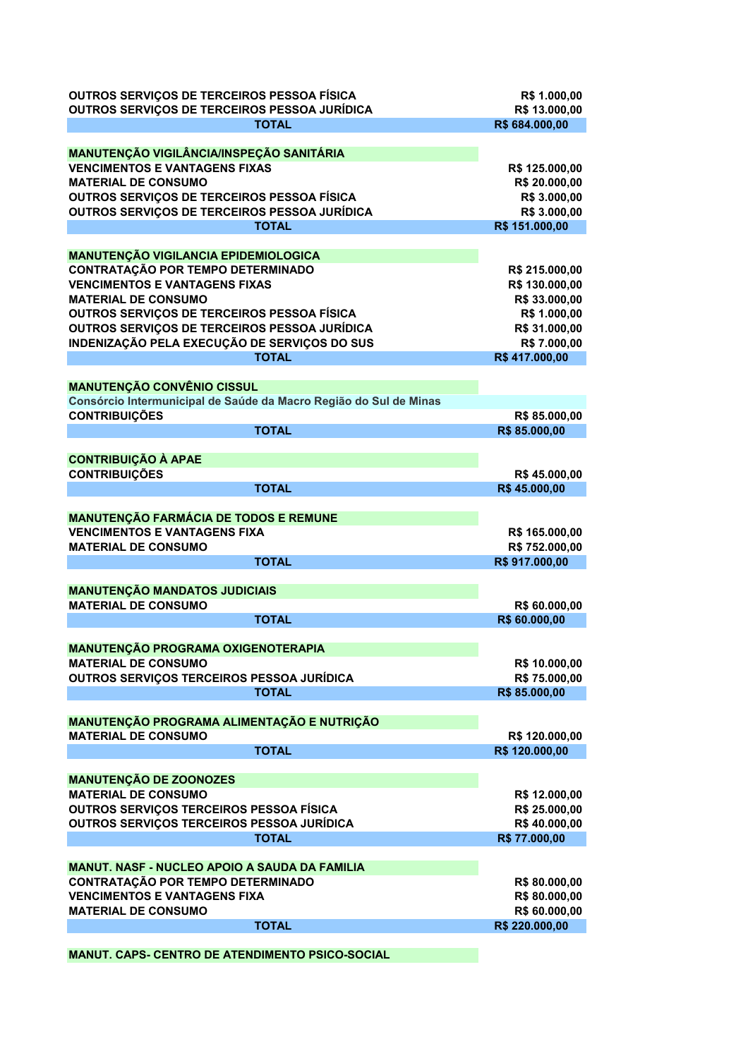| | |
|---|---|
| OUTROS SERVIÇOS DE TERCEIROS PESSOA FÍSICA | R$ 1.000,00 |
| OUTROS SERVIÇOS DE TERCEIROS PESSOA JURÍDICA | R$ 13.000,00 |
| **TOTAL** | **R$ 684.000,00** |

| MANUTENÇÃO VIGILÂNCIA/INSPEÇÃO SANITÁRIA | |
|---|---|
| VENCIMENTOS E VANTAGENS FIXAS | R$ 125.000,00 |
| MATERIAL DE CONSUMO | R$ 20.000,00 |
| OUTROS SERVIÇOS DE TERCEIROS PESSOA FÍSICA | R$ 3.000,00 |
| OUTROS SERVIÇOS DE TERCEIROS PESSOA JURÍDICA | R$ 3.000,00 |
| **TOTAL** | **R$ 151.000,00** |

| MANUTENÇÃO VIGILANCIA EPIDEMIOLOGICA | |
|---|---|
| CONTRATAÇÃO POR TEMPO DETERMINADO | R$ 215.000,00 |
| VENCIMENTOS E VANTAGENS FIXAS | R$ 130.000,00 |
| MATERIAL DE CONSUMO | R$ 33.000,00 |
| OUTROS SERVIÇOS DE TERCEIROS PESSOA FÍSICA | R$ 1.000,00 |
| OUTROS SERVIÇOS DE TERCEIROS PESSOA JURÍDICA | R$ 31.000,00 |
| INDENIZAÇÃO PELA EXECUÇÃO DE SERVIÇOS DO SUS | R$ 7.000,00 |
| **TOTAL** | **R$ 417.000,00** |

| MANUTENÇÃO CONVÊNIO CISSUL | |
|---|---|
| Consórcio Intermunicipal de Saúde da Macro Região do Sul de Minas | |
| CONTRIBUIÇÕES | R$ 85.000,00 |
| **TOTAL** | **R$ 85.000,00** |

| CONTRIBUIÇÃO À APAE | |
|---|---|
| CONTRIBUIÇÕES | R$ 45.000,00 |
| **TOTAL** | **R$ 45.000,00** |

| MANUTENÇÃO FARMÁCIA DE TODOS E REMUNE | |
|---|---|
| VENCIMENTOS E VANTAGENS FIXA | R$ 165.000,00 |
| MATERIAL DE CONSUMO | R$ 752.000,00 |
| **TOTAL** | **R$ 917.000,00** |

| MANUTENÇÃO MANDATOS JUDICIAIS | |
|---|---|
| MATERIAL DE CONSUMO | R$ 60.000,00 |
| **TOTAL** | **R$ 60.000,00** |

| MANUTENÇÃO PROGRAMA OXIGENOTERAPIA | |
|---|---|
| MATERIAL DE CONSUMO | R$ 10.000,00 |
| OUTROS SERVIÇOS TERCEIROS PESSOA JURÍDICA | R$ 75.000,00 |
| **TOTAL** | **R$ 85.000,00** |

| MANUTENÇÃO PROGRAMA ALIMENTAÇÃO E NUTRIÇÃO | |
|---|---|
| MATERIAL DE CONSUMO | R$ 120.000,00 |
| **TOTAL** | **R$ 120.000,00** |

| MANUTENÇÃO DE ZOONOZES | |
|---|---|
| MATERIAL DE CONSUMO | R$ 12.000,00 |
| OUTROS SERVIÇOS TERCEIROS PESSOA FÍSICA | R$ 25.000,00 |
| OUTROS SERVIÇOS TERCEIROS PESSOA JURÍDICA | R$ 40.000,00 |
| **TOTAL** | **R$ 77.000,00** |

| MANUT. NASF - NUCLEO APOIO A SAUDA DA FAMILIA | |
|---|---|
| CONTRATAÇÃO POR TEMPO DETERMINADO | R$ 80.000,00 |
| VENCIMENTOS E VANTAGENS FIXA | R$ 80.000,00 |
| MATERIAL DE CONSUMO | R$ 60.000,00 |
| **TOTAL** | **R$ 220.000,00** |

**MANUT. CAPS- CENTRO DE ATENDIMENTO PSICO-SOCIAL**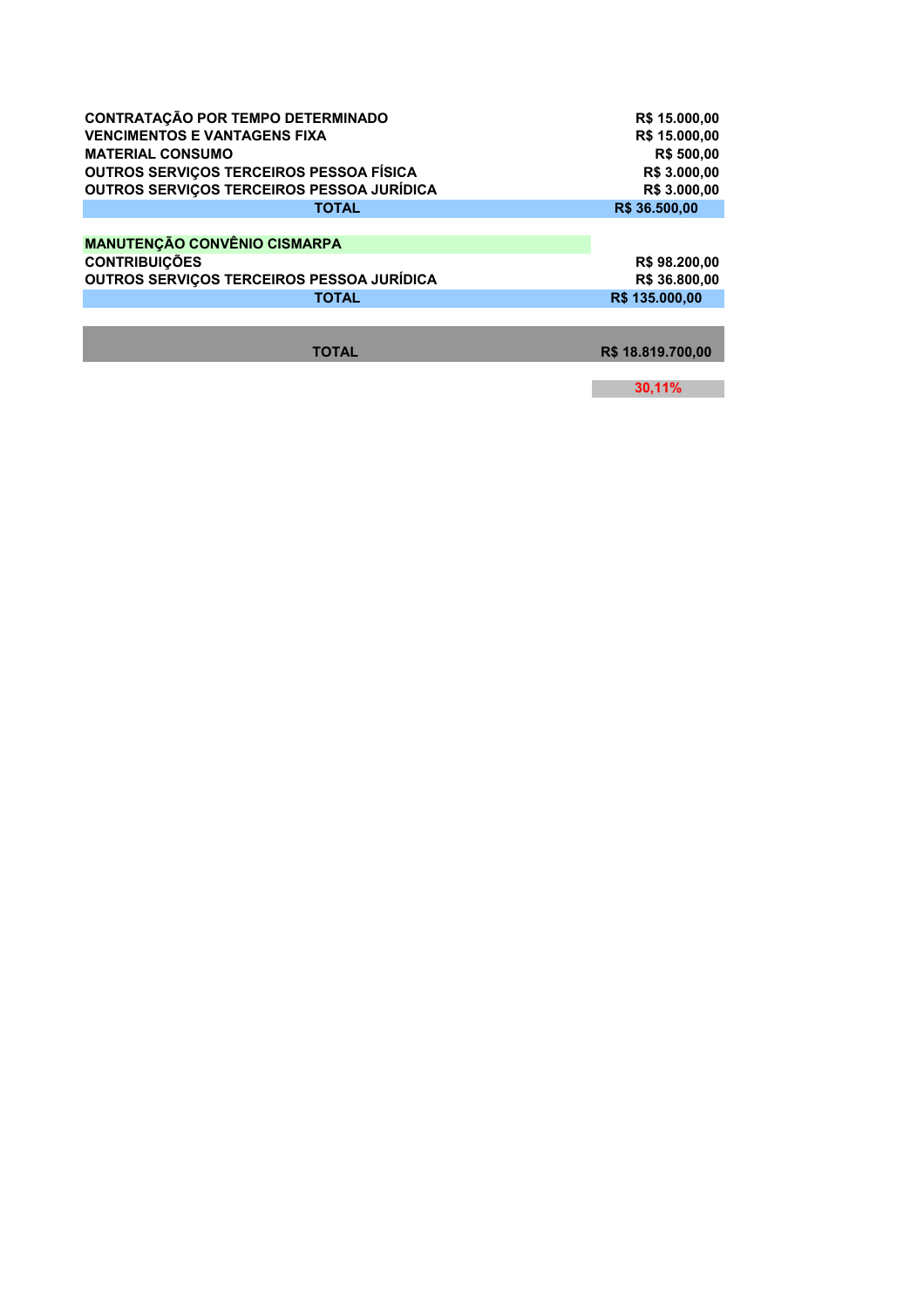| | |
|---|---|
| **CONTRATAÇÃO POR TEMPO DETERMINADO** | **R$ 15.000,00** |
| **VENCIMENTOS E VANTAGENS FIXA** | **R$ 15.000,00** |
| **MATERIAL CONSUMO** | **R$ 500,00** |
| **OUTROS SERVIÇOS TERCEIROS PESSOA FÍSICA** | **R$ 3.000,00** |
| **OUTROS SERVIÇOS TERCEIROS PESSOA JURÍDICA** | **R$ 3.000,00** |
| **TOTAL** | **R$ 36.500,00** |

| **MANUTENÇÃO CONVÊNIO CISMARPA** | |
|---|---|
| **CONTRIBUIÇÕES** | **R$ 98.200,00** |
| **OUTROS SERVIÇOS TERCEIROS PESSOA JURÍDICA** | **R$ 36.800,00** |
| **TOTAL** | **R$ 135.000,00** |

| | |
|---|---|
| **TOTAL** | **R$ 18.819.700,00** |
| | **30,11%** |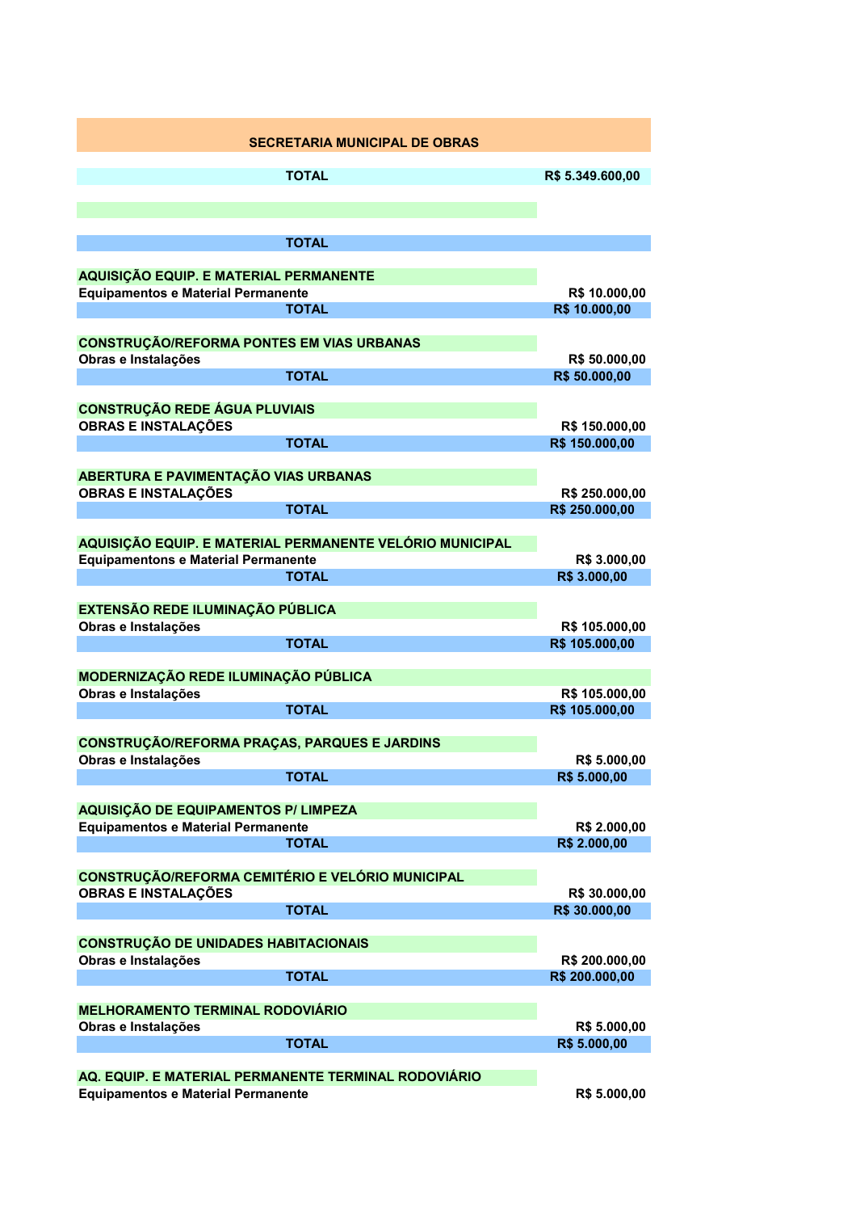| SECRETARIA MUNICIPAL DE OBRAS | |
|---|---|
| **TOTAL** | **R$ 5.349.600,00** |
| | |
| **TOTAL** | |
| **AQUISIÇÃO EQUIP. E MATERIAL PERMANENTE** | |
| Equipamentos e Material Permanente | R$ 10.000,00 |
| **TOTAL** | **R$ 10.000,00** |
| **CONSTRUÇÃO/REFORMA PONTES EM VIAS URBANAS** | |
| Obras e Instalações | R$ 50.000,00 |
| **TOTAL** | **R$ 50.000,00** |
| **CONSTRUÇÃO REDE ÁGUA PLUVIAIS** | |
| OBRAS E INSTALAÇÕES | R$ 150.000,00 |
| **TOTAL** | **R$ 150.000,00** |
| **ABERTURA E PAVIMENTAÇÃO VIAS URBANAS** | |
| OBRAS E INSTALAÇÕES | R$ 250.000,00 |
| **TOTAL** | **R$ 250.000,00** |
| **AQUISIÇÃO EQUIP. E MATERIAL PERMANENTE VELÓRIO MUNICIPAL** | |
| Equipamentons e Material Permanente | R$ 3.000,00 |
| **TOTAL** | **R$ 3.000,00** |
| **EXTENSÃO REDE ILUMINAÇÃO PÚBLICA** | |
| Obras e Instalações | R$ 105.000,00 |
| **TOTAL** | **R$ 105.000,00** |
| **MODERNIZAÇÃO REDE ILUMINAÇÃO PÚBLICA** | |
| Obras e Instalações | R$ 105.000,00 |
| **TOTAL** | **R$ 105.000,00** |
| **CONSTRUÇÃO/REFORMA PRAÇAS, PARQUES E JARDINS** | |
| Obras e Instalações | R$ 5.000,00 |
| **TOTAL** | **R$ 5.000,00** |
| **AQUISIÇÃO DE EQUIPAMENTOS P/ LIMPEZA** | |
| Equipamentos e Material Permanente | R$ 2.000,00 |
| **TOTAL** | **R$ 2.000,00** |
| **CONSTRUÇÃO/REFORMA CEMITÉRIO E VELÓRIO MUNICIPAL** | |
| OBRAS E INSTALAÇÕES | R$ 30.000,00 |
| **TOTAL** | **R$ 30.000,00** |
| **CONSTRUÇÃO DE UNIDADES HABITACIONAIS** | |
| Obras e Instalações | R$ 200.000,00 |
| **TOTAL** | **R$ 200.000,00** |
| **MELHORAMENTO TERMINAL RODOVIÁRIO** | |
| Obras e Instalações | R$ 5.000,00 |
| **TOTAL** | **R$ 5.000,00** |
| **AQ. EQUIP. E MATERIAL PERMANENTE TERMINAL RODOVIÁRIO** | |
| Equipamentos e Material Permanente | R$ 5.000,00 |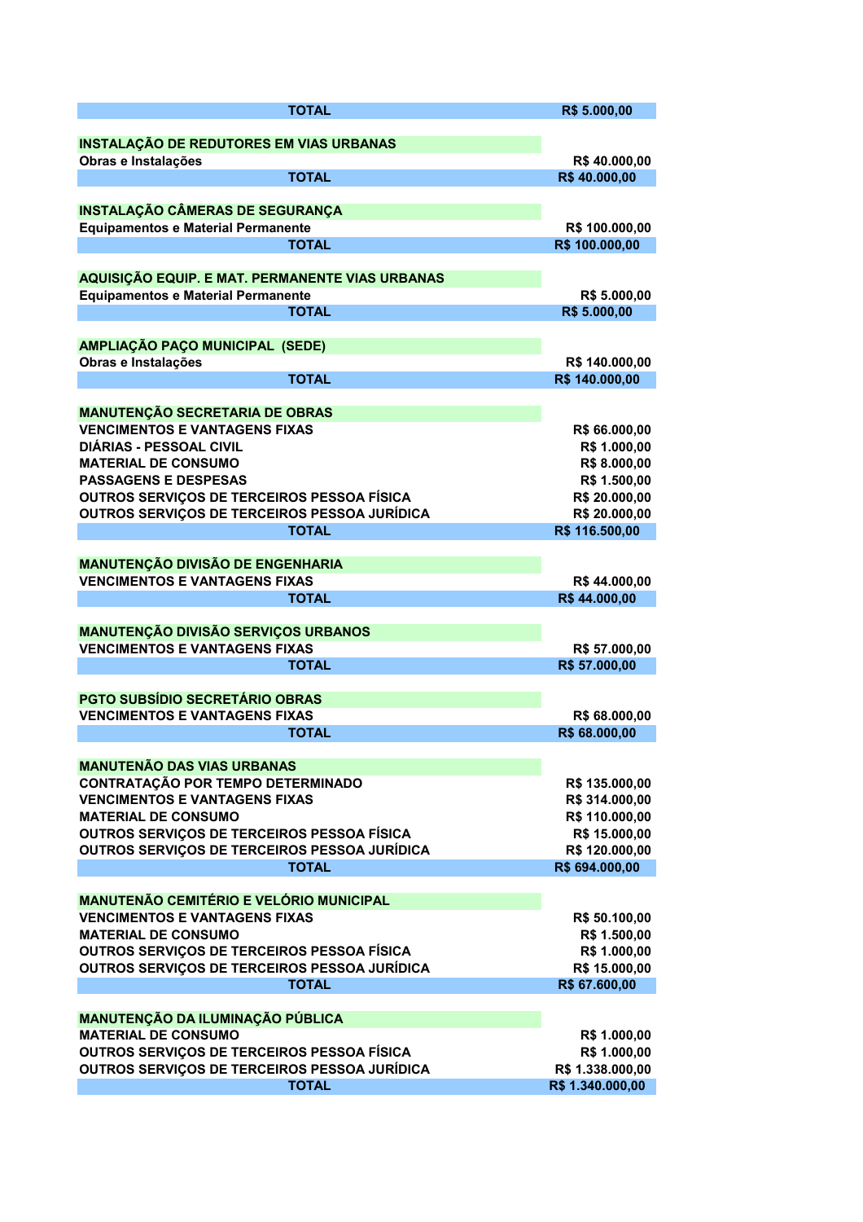| TOTAL | R$ 5.000,00 |
|---|---|
| | |
| **INSTALAÇÃO DE REDUTORES EM VIAS URBANAS** | |
| Obras e Instalações | R$ 40.000,00 |
| TOTAL | R$ 40.000,00 |
| | |
| **INSTALAÇÃO CÂMERAS DE SEGURANÇA** | |
| Equipamentos e Material Permanente | R$ 100.000,00 |
| TOTAL | R$ 100.000,00 |
| | |
| **AQUISIÇÃO EQUIP. E MAT. PERMANENTE VIAS URBANAS** | |
| Equipamentos e Material Permanente | R$ 5.000,00 |
| TOTAL | R$ 5.000,00 |
| | |
| **AMPLIAÇÃO PAÇO MUNICIPAL (SEDE)** | |
| Obras e Instalações | R$ 140.000,00 |
| TOTAL | R$ 140.000,00 |
| | |
| **MANUTENÇÃO SECRETARIA DE OBRAS** | |
| VENCIMENTOS E VANTAGENS FIXAS | R$ 66.000,00 |
| DIÁRIAS - PESSOAL CIVIL | R$ 1.000,00 |
| MATERIAL DE CONSUMO | R$ 8.000,00 |
| PASSAGENS E DESPESAS | R$ 1.500,00 |
| OUTROS SERVIÇOS DE TERCEIROS PESSOA FÍSICA | R$ 20.000,00 |
| OUTROS SERVIÇOS DE TERCEIROS PESSOA JURÍDICA | R$ 20.000,00 |
| TOTAL | R$ 116.500,00 |
| | |
| **MANUTENÇÃO DIVISÃO DE ENGENHARIA** | |
| VENCIMENTOS E VANTAGENS FIXAS | R$ 44.000,00 |
| TOTAL | R$ 44.000,00 |
| | |
| **MANUTENÇÃO DIVISÃO SERVIÇOS URBANOS** | |
| VENCIMENTOS E VANTAGENS FIXAS | R$ 57.000,00 |
| TOTAL | R$ 57.000,00 |
| | |
| **PGTO SUBSÍDIO SECRETÁRIO OBRAS** | |
| VENCIMENTOS E VANTAGENS FIXAS | R$ 68.000,00 |
| TOTAL | R$ 68.000,00 |
| | |
| **MANUTENÃO DAS VIAS URBANAS** | |
| CONTRATAÇÃO POR TEMPO DETERMINADO | R$ 135.000,00 |
| VENCIMENTOS E VANTAGENS FIXAS | R$ 314.000,00 |
| MATERIAL DE CONSUMO | R$ 110.000,00 |
| OUTROS SERVIÇOS DE TERCEIROS PESSOA FÍSICA | R$ 15.000,00 |
| OUTROS SERVIÇOS DE TERCEIROS PESSOA JURÍDICA | R$ 120.000,00 |
| TOTAL | R$ 694.000,00 |
| | |
| **MANUTENÃO CEMITÉRIO E VELÓRIO MUNICIPAL** | |
| VENCIMENTOS E VANTAGENS FIXAS | R$ 50.100,00 |
| MATERIAL DE CONSUMO | R$ 1.500,00 |
| OUTROS SERVIÇOS DE TERCEIROS PESSOA FÍSICA | R$ 1.000,00 |
| OUTROS SERVIÇOS DE TERCEIROS PESSOA JURÍDICA | R$ 15.000,00 |
| TOTAL | R$ 67.600,00 |
| | |
| **MANUTENÇÃO DA ILUMINAÇÃO PÚBLICA** | |
| MATERIAL DE CONSUMO | R$ 1.000,00 |
| OUTROS SERVIÇOS DE TERCEIROS PESSOA FÍSICA | R$ 1.000,00 |
| OUTROS SERVIÇOS DE TERCEIROS PESSOA JURÍDICA | R$ 1.338.000,00 |
| TOTAL | R$ 1.340.000,00 |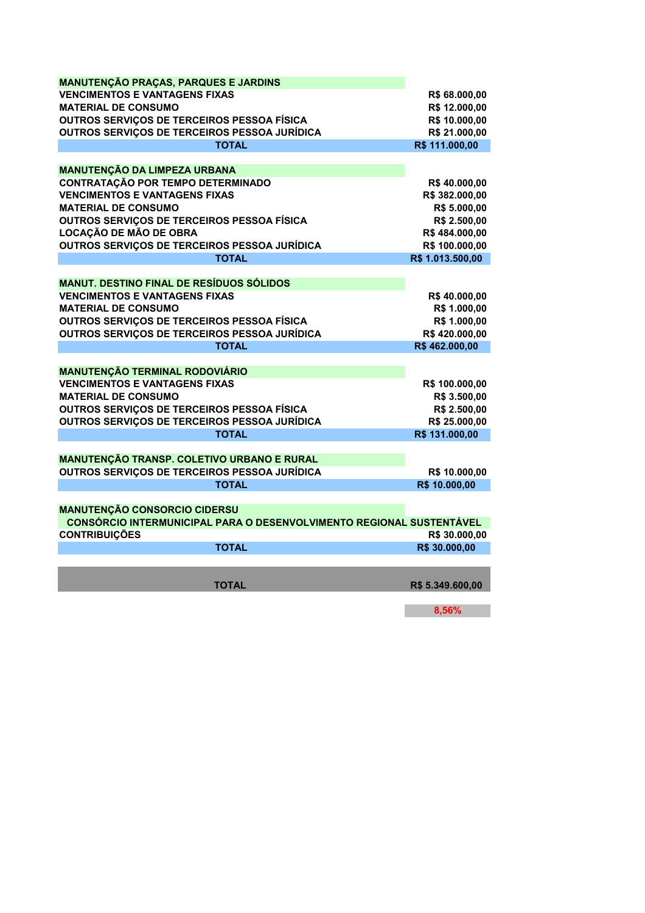| MANUTENÇÃO PRAÇAS, PARQUES E JARDINS | |
|---|---|
| VENCIMENTOS E VANTAGENS FIXAS | R$ 68.000,00 |
| MATERIAL DE CONSUMO | R$ 12.000,00 |
| OUTROS SERVIÇOS DE TERCEIROS PESSOA FÍSICA | R$ 10.000,00 |
| OUTROS SERVIÇOS DE TERCEIROS PESSOA JURÍDICA | R$ 21.000,00 |
| TOTAL | R$ 111.000,00 |

| MANUTENÇÃO DA LIMPEZA URBANA | |
|---|---|
| CONTRATAÇÃO POR TEMPO DETERMINADO | R$ 40.000,00 |
| VENCIMENTOS E VANTAGENS FIXAS | R$ 382.000,00 |
| MATERIAL DE CONSUMO | R$ 5.000,00 |
| OUTROS SERVIÇOS DE TERCEIROS PESSOA FÍSICA | R$ 2.500,00 |
| LOCAÇÃO DE MÃO DE OBRA | R$ 484.000,00 |
| OUTROS SERVIÇOS DE TERCEIROS PESSOA JURÍDICA | R$ 100.000,00 |
| TOTAL | R$ 1.013.500,00 |

| MANUT. DESTINO FINAL DE RESÍDUOS SÓLIDOS | |
|---|---|
| VENCIMENTOS E VANTAGENS FIXAS | R$ 40.000,00 |
| MATERIAL DE CONSUMO | R$ 1.000,00 |
| OUTROS SERVIÇOS DE TERCEIROS PESSOA FÍSICA | R$ 1.000,00 |
| OUTROS SERVIÇOS DE TERCEIROS PESSOA JURÍDICA | R$ 420.000,00 |
| TOTAL | R$ 462.000,00 |

| MANUTENÇÃO TERMINAL RODOVIÁRIO | |
|---|---|
| VENCIMENTOS E VANTAGENS FIXAS | R$ 100.000,00 |
| MATERIAL DE CONSUMO | R$ 3.500,00 |
| OUTROS SERVIÇOS DE TERCEIROS PESSOA FÍSICA | R$ 2.500,00 |
| OUTROS SERVIÇOS DE TERCEIROS PESSOA JURÍDICA | R$ 25.000,00 |
| TOTAL | R$ 131.000,00 |

| MANUTENÇÃO TRANSP. COLETIVO URBANO E RURAL | |
|---|---|
| OUTROS SERVIÇOS DE TERCEIROS PESSOA JURÍDICA | R$ 10.000,00 |
| TOTAL | R$ 10.000,00 |

| MANUTENÇÃO CONSORCIO CIDERSU | |
|---|---|
| CONSÓRCIO INTERMUNICIPAL PARA O DESENVOLVIMENTO REGIONAL SUSTENTÁVEL | |
| CONTRIBUIÇÕES | R$ 30.000,00 |
| TOTAL | R$ 30.000,00 |

| TOTAL | R$ 5.349.600,00 |
|---|---|
| | 8,56% |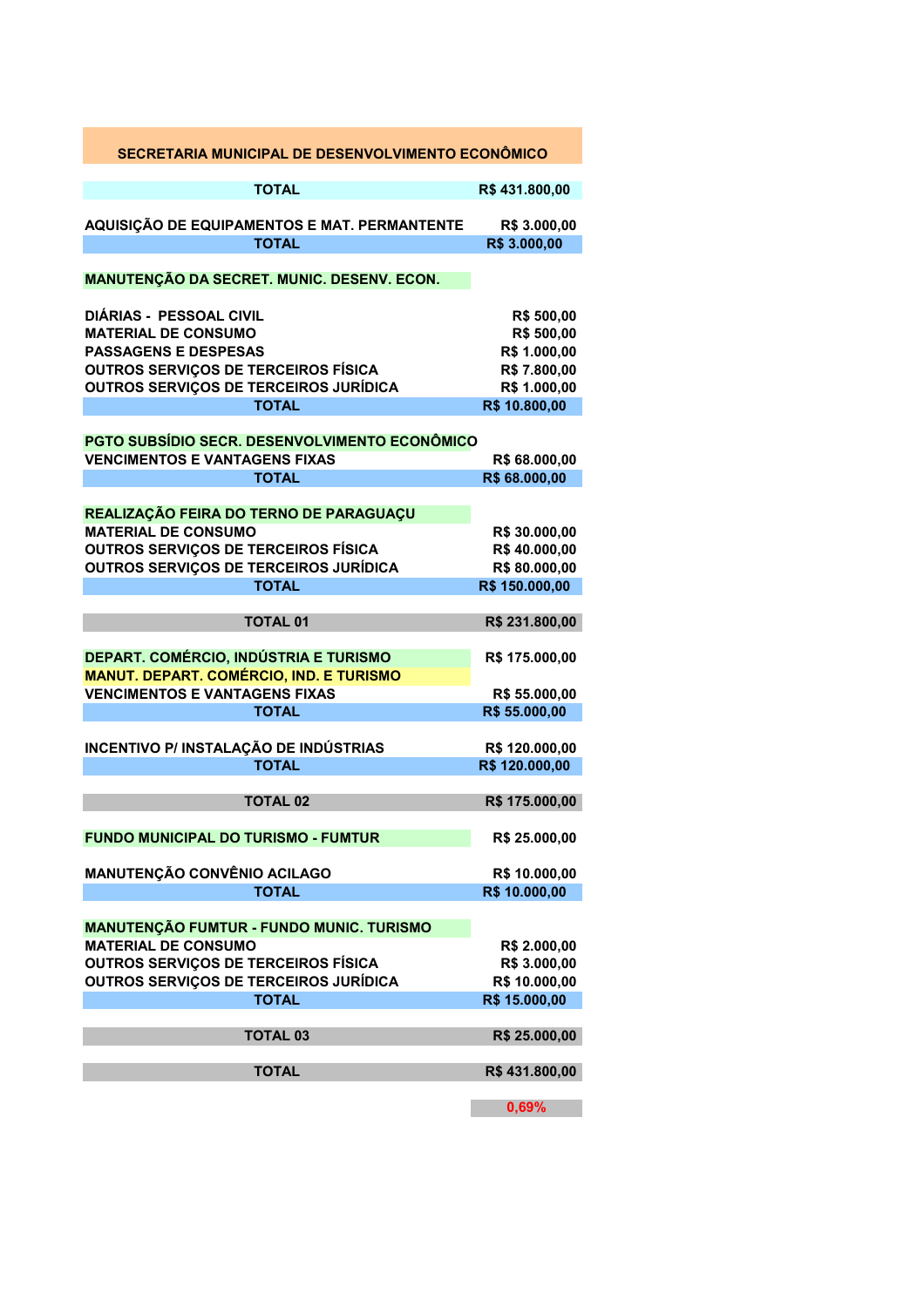## SECRETARIA MUNICIPAL DE DESENVOLVIMENTO ECONÔMICO

| | |
|---|---|
| **TOTAL** | **R$ 431.800,00** |
| | |
| **AQUISIÇÃO DE EQUIPAMENTOS E MAT. PERMANTENTE** | **R$ 3.000,00** |
| **TOTAL** | **R$ 3.000,00** |
| | |
| **MANUTENÇÃO DA SECRET. MUNIC. DESENV. ECON.** | |
| | |
| **DIÁRIAS - PESSOAL CIVIL** | **R$ 500,00** |
| **MATERIAL DE CONSUMO** | **R$ 500,00** |
| **PASSAGENS E DESPESAS** | **R$ 1.000,00** |
| **OUTROS SERVIÇOS DE TERCEIROS FÍSICA** | **R$ 7.800,00** |
| **OUTROS SERVIÇOS DE TERCEIROS JURÍDICA** | **R$ 1.000,00** |
| **TOTAL** | **R$ 10.800,00** |
| | |
| **PGTO SUBSÍDIO SECR. DESENVOLVIMENTO ECONÔMICO** | |
| **VENCIMENTOS E VANTAGENS FIXAS** | **R$ 68.000,00** |
| **TOTAL** | **R$ 68.000,00** |
| | |
| **REALIZAÇÃO FEIRA DO TERNO DE PARAGUAÇU** | |
| **MATERIAL DE CONSUMO** | **R$ 30.000,00** |
| **OUTROS SERVIÇOS DE TERCEIROS FÍSICA** | **R$ 40.000,00** |
| **OUTROS SERVIÇOS DE TERCEIROS JURÍDICA** | **R$ 80.000,00** |
| **TOTAL** | **R$ 150.000,00** |
| | |
| **TOTAL 01** | **R$ 231.800,00** |
| | |
| **DEPART. COMÉRCIO, INDÚSTRIA E TURISMO** | **R$ 175.000,00** |
| **MANUT. DEPART. COMÉRCIO, IND. E TURISMO** | |
| **VENCIMENTOS E VANTAGENS FIXAS** | **R$ 55.000,00** |
| **TOTAL** | **R$ 55.000,00** |
| | |
| **INCENTIVO P/ INSTALAÇÃO DE INDÚSTRIAS** | **R$ 120.000,00** |
| **TOTAL** | **R$ 120.000,00** |
| | |
| **TOTAL 02** | **R$ 175.000,00** |
| | |
| **FUNDO MUNICIPAL DO TURISMO - FUMTUR** | **R$ 25.000,00** |
| | |
| **MANUTENÇÃO CONVÊNIO ACILAGO** | **R$ 10.000,00** |
| **TOTAL** | **R$ 10.000,00** |
| | |
| **MANUTENÇÃO FUMTUR - FUNDO MUNIC. TURISMO** | |
| **MATERIAL DE CONSUMO** | **R$ 2.000,00** |
| **OUTROS SERVIÇOS DE TERCEIROS FÍSICA** | **R$ 3.000,00** |
| **OUTROS SERVIÇOS DE TERCEIROS JURÍDICA** | **R$ 10.000,00** |
| **TOTAL** | **R$ 15.000,00** |
| | |
| **TOTAL 03** | **R$ 25.000,00** |
| | |
| **TOTAL** | **R$ 431.800,00** |
| | |
| | **0,69%** |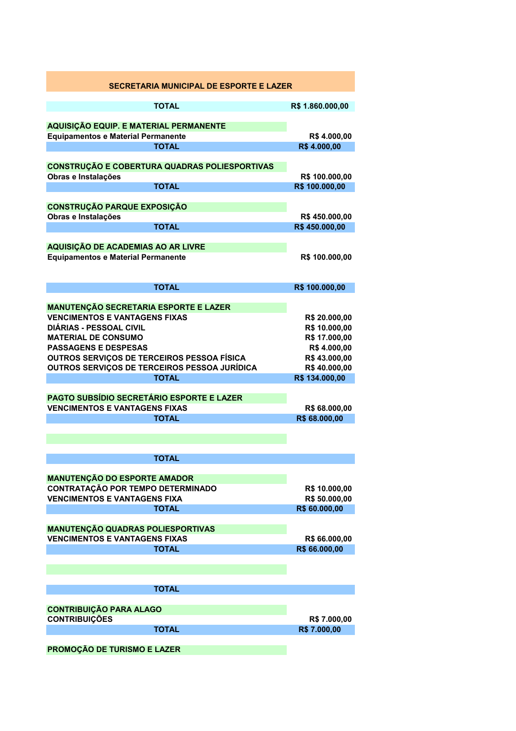## SECRETARIA MUNICIPAL DE ESPORTE E LAZER

| | |
|---|---|
| **TOTAL** | **R$ 1.860.000,00** |
| | |
| **AQUISIÇÃO EQUIP. E MATERIAL PERMANENTE** | |
| Equipamentos e Material Permanente | R$ 4.000,00 |
| **TOTAL** | **R$ 4.000,00** |
| | |
| **CONSTRUÇÃO E COBERTURA QUADRAS POLIESPORTIVAS** | |
| Obras e Instalações | R$ 100.000,00 |
| **TOTAL** | **R$ 100.000,00** |
| | |
| **CONSTRUÇÃO PARQUE EXPOSIÇÃO** | |
| Obras e Instalações | R$ 450.000,00 |
| **TOTAL** | **R$ 450.000,00** |
| | |
| **AQUISIÇÃO DE ACADEMIAS AO AR LIVRE** | |
| Equipamentos e Material Permanente | R$ 100.000,00 |
| **TOTAL** | **R$ 100.000,00** |
| | |
| **MANUTENÇÃO SECRETARIA ESPORTE E LAZER** | |
| VENCIMENTOS E VANTAGENS FIXAS | R$ 20.000,00 |
| DIÁRIAS - PESSOAL CIVIL | R$ 10.000,00 |
| MATERIAL DE CONSUMO | R$ 17.000,00 |
| PASSAGENS E DESPESAS | R$ 4.000,00 |
| OUTROS SERVIÇOS DE TERCEIROS PESSOA FÍSICA | R$ 43.000,00 |
| OUTROS SERVIÇOS DE TERCEIROS PESSOA JURÍDICA | R$ 40.000,00 |
| **TOTAL** | **R$ 134.000,00** |
| | |
| **PAGTO SUBSÍDIO SECRETÁRIO ESPORTE E LAZER** | |
| VENCIMENTOS E VANTAGENS FIXAS | R$ 68.000,00 |
| **TOTAL** | **R$ 68.000,00** |
| | |
| **TOTAL** | |
| | |
| **MANUTENÇÃO DO ESPORTE AMADOR** | |
| CONTRATAÇÃO POR TEMPO DETERMINADO | R$ 10.000,00 |
| VENCIMENTOS E VANTAGENS FIXA | R$ 50.000,00 |
| **TOTAL** | **R$ 60.000,00** |
| | |
| **MANUTENÇÃO QUADRAS POLIESPORTIVAS** | |
| VENCIMENTOS E VANTAGENS FIXAS | R$ 66.000,00 |
| **TOTAL** | **R$ 66.000,00** |
| | |
| **TOTAL** | |
| | |
| **CONTRIBUIÇÃO PARA ALAGO** | |
| CONTRIBUIÇÕES | R$ 7.000,00 |
| **TOTAL** | **R$ 7.000,00** |
| | |
| **PROMOÇÃO DE TURISMO E LAZER** | |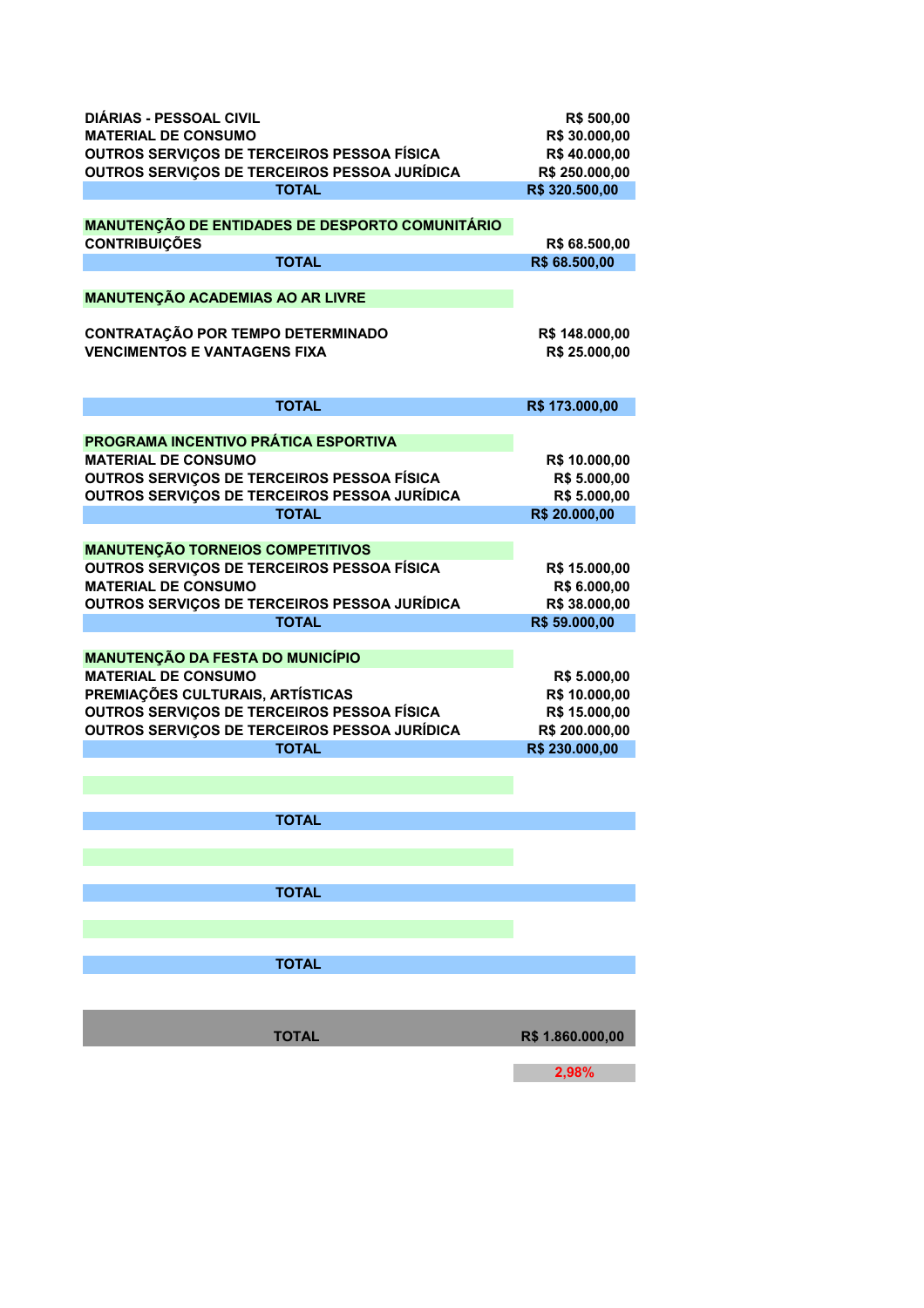| | |
|---|---|
| DIÁRIAS - PESSOAL CIVIL | R$ 500,00 |
| MATERIAL DE CONSUMO | R$ 30.000,00 |
| OUTROS SERVIÇOS DE TERCEIROS PESSOA FÍSICA | R$ 40.000,00 |
| OUTROS SERVIÇOS DE TERCEIROS PESSOA JURÍDICA | R$ 250.000,00 |
| **TOTAL** | **R$ 320.500,00** |

| | |
|---|---|
| **MANUTENÇÃO DE ENTIDADES DE DESPORTO COMUNITÁRIO** | |
| CONTRIBUIÇÕES | R$ 68.500,00 |
| **TOTAL** | **R$ 68.500,00** |

| | |
|---|---|
| **MANUTENÇÃO ACADEMIAS AO AR LIVRE** | |
| CONTRATAÇÃO POR TEMPO DETERMINADO | R$ 148.000,00 |
| VENCIMENTOS E VANTAGENS FIXA | R$ 25.000,00 |
| **TOTAL** | **R$ 173.000,00** |

| | |
|---|---|
| **PROGRAMA INCENTIVO PRÁTICA ESPORTIVA** | |
| MATERIAL DE CONSUMO | R$ 10.000,00 |
| OUTROS SERVIÇOS DE TERCEIROS PESSOA FÍSICA | R$ 5.000,00 |
| OUTROS SERVIÇOS DE TERCEIROS PESSOA JURÍDICA | R$ 5.000,00 |
| **TOTAL** | **R$ 20.000,00** |

| | |
|---|---|
| **MANUTENÇÃO TORNEIOS COMPETITIVOS** | |
| OUTROS SERVIÇOS DE TERCEIROS PESSOA FÍSICA | R$ 15.000,00 |
| MATERIAL DE CONSUMO | R$ 6.000,00 |
| OUTROS SERVIÇOS DE TERCEIROS PESSOA JURÍDICA | R$ 38.000,00 |
| **TOTAL** | **R$ 59.000,00** |

| | |
|---|---|
| **MANUTENÇÃO DA FESTA DO MUNICÍPIO** | |
| MATERIAL DE CONSUMO | R$ 5.000,00 |
| PREMIAÇÕES CULTURAIS, ARTÍSTICAS | R$ 10.000,00 |
| OUTROS SERVIÇOS DE TERCEIROS PESSOA FÍSICA | R$ 15.000,00 |
| OUTROS SERVIÇOS DE TERCEIROS PESSOA JURÍDICA | R$ 200.000,00 |
| **TOTAL** | **R$ 230.000,00** |

| | |
|---|---|
| **TOTAL** | |

| | |
|---|---|
| **TOTAL** | |

| | |
|---|---|
| **TOTAL** | |

| | |
|---|---|
| **TOTAL** | **R$ 1.860.000,00** |
| | **2,98%** |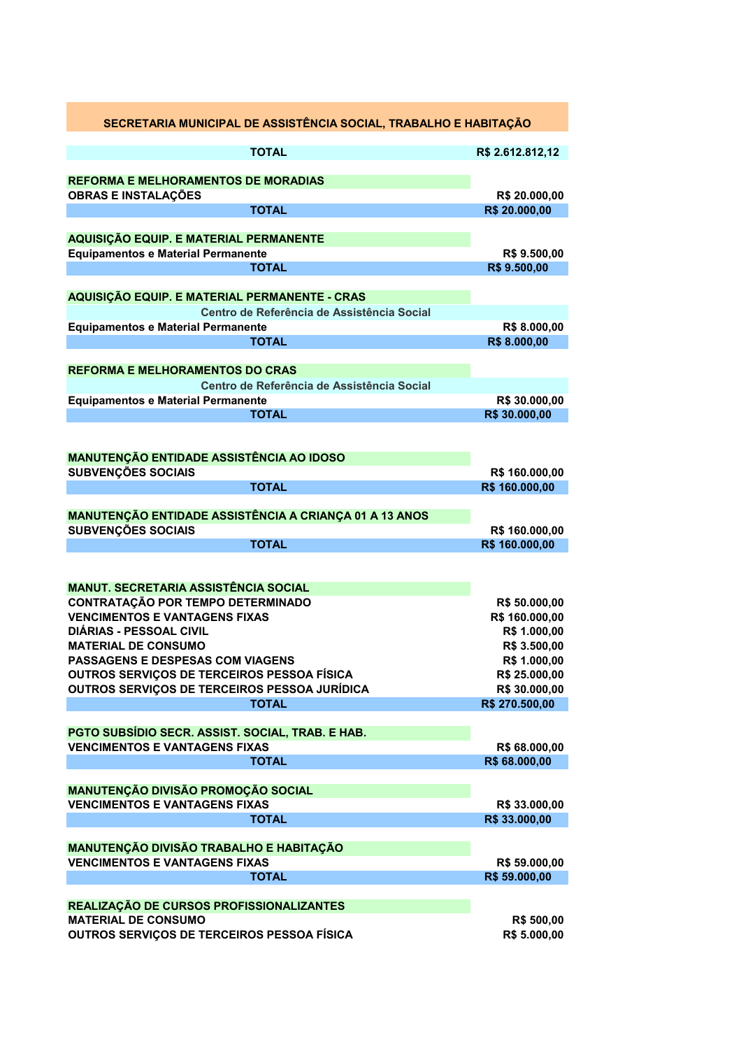## SECRETARIA MUNICIPAL DE ASSISTÊNCIA SOCIAL, TRABALHO E HABITAÇÃO

| | |
|---|---|
| **TOTAL** | **R$ 2.612.812,12** |

| | |
|---|---|
| **REFORMA E MELHORAMENTOS DE MORADIAS** | |
| **OBRAS E INSTALAÇÕES** | **R$ 20.000,00** |
| **TOTAL** | **R$ 20.000,00** |

| | |
|---|---|
| **AQUISIÇÃO EQUIP. E MATERIAL PERMANENTE** | |
| **Equipamentos e Material Permanente** | **R$ 9.500,00** |
| **TOTAL** | **R$ 9.500,00** |

| | |
|---|---|
| **AQUISIÇÃO EQUIP. E MATERIAL PERMANENTE - CRAS** | |
| **Centro de Referência de Assistência Social** | |
| **Equipamentos e Material Permanente** | **R$ 8.000,00** |
| **TOTAL** | **R$ 8.000,00** |

| | |
|---|---|
| **REFORMA E MELHORAMENTOS DO CRAS** | |
| **Centro de Referência de Assistência Social** | |
| **Equipamentos e Material Permanente** | **R$ 30.000,00** |
| **TOTAL** | **R$ 30.000,00** |

| | |
|---|---|
| **MANUTENÇÃO ENTIDADE ASSISTÊNCIA AO IDOSO** | |
| **SUBVENÇÕES SOCIAIS** | **R$ 160.000,00** |
| **TOTAL** | **R$ 160.000,00** |

| | |
|---|---|
| **MANUTENÇÃO ENTIDADE ASSISTÊNCIA A CRIANÇA 01 A 13 ANOS** | |
| **SUBVENÇÕES SOCIAIS** | **R$ 160.000,00** |
| **TOTAL** | **R$ 160.000,00** |

| | |
|---|---|
| **MANUT. SECRETARIA ASSISTÊNCIA SOCIAL** | |
| **CONTRATAÇÃO POR TEMPO DETERMINADO** | **R$ 50.000,00** |
| **VENCIMENTOS E VANTAGENS FIXAS** | **R$ 160.000,00** |
| **DIÁRIAS - PESSOAL CIVIL** | **R$ 1.000,00** |
| **MATERIAL DE CONSUMO** | **R$ 3.500,00** |
| **PASSAGENS E DESPESAS COM VIAGENS** | **R$ 1.000,00** |
| **OUTROS SERVIÇOS DE TERCEIROS PESSOA FÍSICA** | **R$ 25.000,00** |
| **OUTROS SERVIÇOS DE TERCEIROS PESSOA JURÍDICA** | **R$ 30.000,00** |
| **TOTAL** | **R$ 270.500,00** |

| | |
|---|---|
| **PGTO SUBSÍDIO SECR. ASSIST. SOCIAL, TRAB. E HAB.** | |
| **VENCIMENTOS E VANTAGENS FIXAS** | **R$ 68.000,00** |
| **TOTAL** | **R$ 68.000,00** |

| | |
|---|---|
| **MANUTENÇÃO DIVISÃO PROMOÇÃO SOCIAL** | |
| **VENCIMENTOS E VANTAGENS FIXAS** | **R$ 33.000,00** |
| **TOTAL** | **R$ 33.000,00** |

| | |
|---|---|
| **MANUTENÇÃO DIVISÃO TRABALHO E HABITAÇÃO** | |
| **VENCIMENTOS E VANTAGENS FIXAS** | **R$ 59.000,00** |
| **TOTAL** | **R$ 59.000,00** |

| | |
|---|---|
| **REALIZAÇÃO DE CURSOS PROFISSIONALIZANTES** | |
| **MATERIAL DE CONSUMO** | **R$ 500,00** |
| **OUTROS SERVIÇOS DE TERCEIROS PESSOA FÍSICA** | **R$ 5.000,00** |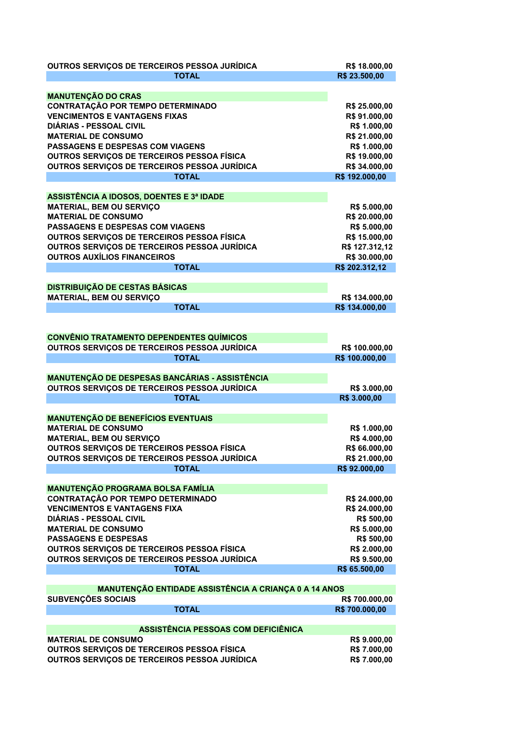| | |
|---|---|
| OUTROS SERVIÇOS DE TERCEIROS PESSOA JURÍDICA | R$ 18.000,00 |
| **TOTAL** | **R$ 23.500,00** |

| **MANUTENÇÃO DO CRAS** | |
|---|---|
| CONTRATAÇÃO POR TEMPO DETERMINADO | R$ 25.000,00 |
| VENCIMENTOS E VANTAGENS FIXAS | R$ 91.000,00 |
| DIÁRIAS - PESSOAL CIVIL | R$ 1.000,00 |
| MATERIAL DE CONSUMO | R$ 21.000,00 |
| PASSAGENS E DESPESAS COM VIAGENS | R$ 1.000,00 |
| OUTROS SERVIÇOS DE TERCEIROS PESSOA FÍSICA | R$ 19.000,00 |
| OUTROS SERVIÇOS DE TERCEIROS PESSOA JURÍDICA | R$ 34.000,00 |
| **TOTAL** | **R$ 192.000,00** |

| **ASSISTÊNCIA A IDOSOS, DOENTES E 3ª IDADE** | |
|---|---|
| MATERIAL, BEM OU SERVIÇO | R$ 5.000,00 |
| MATERIAL DE CONSUMO | R$ 20.000,00 |
| PASSAGENS E DESPESAS COM VIAGENS | R$ 5.000,00 |
| OUTROS SERVIÇOS DE TERCEIROS PESSOA FÍSICA | R$ 15.000,00 |
| OUTROS SERVIÇOS DE TERCEIROS PESSOA JURÍDICA | R$ 127.312,12 |
| OUTROS AUXÍLIOS FINANCEIROS | R$ 30.000,00 |
| **TOTAL** | **R$ 202.312,12** |

| **DISTRIBUIÇÃO DE CESTAS BÁSICAS** | |
|---|---|
| MATERIAL, BEM OU SERVIÇO | R$ 134.000,00 |
| **TOTAL** | **R$ 134.000,00** |

| **CONVÊNIO TRATAMENTO DEPENDENTES QUÍMICOS** | |
|---|---|
| OUTROS SERVIÇOS DE TERCEIROS PESSOA JURÍDICA | R$ 100.000,00 |
| **TOTAL** | **R$ 100.000,00** |

| **MANUTENÇÃO DE DESPESAS BANCÁRIAS - ASSISTÊNCIA** | |
|---|---|
| OUTROS SERVIÇOS DE TERCEIROS PESSOA JURÍDICA | R$ 3.000,00 |
| **TOTAL** | **R$ 3.000,00** |

| **MANUTENÇÃO DE BENEFÍCIOS EVENTUAIS** | |
|---|---|
| MATERIAL DE CONSUMO | R$ 1.000,00 |
| MATERIAL, BEM OU SERVIÇO | R$ 4.000,00 |
| OUTROS SERVIÇOS DE TERCEIROS PESSOA FÍSICA | R$ 66.000,00 |
| OUTROS SERVIÇOS DE TERCEIROS PESSOA JURÍDICA | R$ 21.000,00 |
| **TOTAL** | **R$ 92.000,00** |

| **MANUTENÇÃO PROGRAMA BOLSA FAMÍLIA** | |
|---|---|
| CONTRATAÇÃO POR TEMPO DETERMINADO | R$ 24.000,00 |
| VENCIMENTOS E VANTAGENS FIXA | R$ 24.000,00 |
| DIÁRIAS - PESSOAL CIVIL | R$ 500,00 |
| MATERIAL DE CONSUMO | R$ 5.000,00 |
| PASSAGENS E DESPESAS | R$ 500,00 |
| OUTROS SERVIÇOS DE TERCEIROS PESSOA FÍSICA | R$ 2.000,00 |
| OUTROS SERVIÇOS DE TERCEIROS PESSOA JURÍDICA | R$ 9.500,00 |
| **TOTAL** | **R$ 65.500,00** |

| **MANUTENÇÃO ENTIDADE ASSISTÊNCIA A CRIANÇA 0 A 14 ANOS** | |
|---|---|
| SUBVENÇÕES SOCIAIS | R$ 700.000,00 |
| **TOTAL** | **R$ 700.000,00** |

| **ASSISTÊNCIA PESSOAS COM DEFICIÊNICA** | |
|---|---|
| MATERIAL DE CONSUMO | R$ 9.000,00 |
| OUTROS SERVIÇOS DE TERCEIROS PESSOA FÍSICA | R$ 7.000,00 |
| OUTROS SERVIÇOS DE TERCEIROS PESSOA JURÍDICA | R$ 7.000,00 |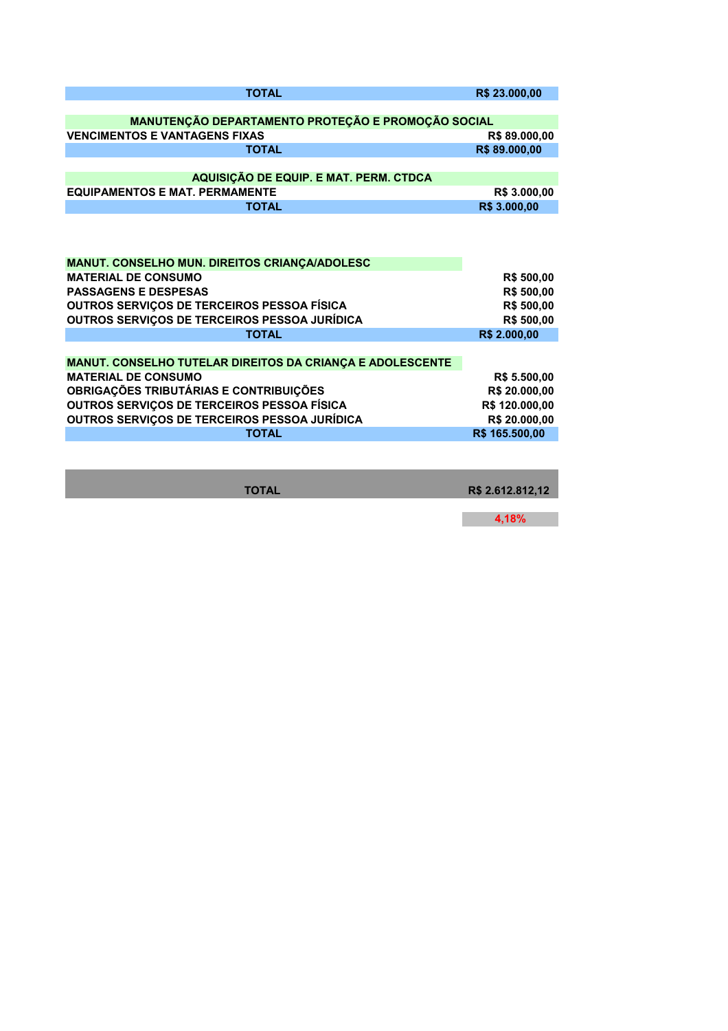| TOTAL | R$ 23.000,00 |
|---|---|

| MANUTENÇÃO DEPARTAMENTO PROTEÇÃO E PROMOÇÃO SOCIAL | |
|---|---|
| VENCIMENTOS E VANTAGENS FIXAS | R$ 89.000,00 |
| TOTAL | R$ 89.000,00 |

| AQUISIÇÃO DE EQUIP. E MAT. PERM. CTDCA | |
|---|---|
| EQUIPAMENTOS E MAT. PERMAMENTE | R$ 3.000,00 |
| TOTAL | R$ 3.000,00 |

| MANUT. CONSELHO MUN. DIREITOS CRIANÇA/ADOLESC | |
|---|---|
| MATERIAL DE CONSUMO | R$ 500,00 |
| PASSAGENS E DESPESAS | R$ 500,00 |
| OUTROS SERVIÇOS DE TERCEIROS PESSOA FÍSICA | R$ 500,00 |
| OUTROS SERVIÇOS DE TERCEIROS PESSOA JURÍDICA | R$ 500,00 |
| TOTAL | R$ 2.000,00 |

| MANUT. CONSELHO TUTELAR DIREITOS DA CRIANÇA E ADOLESCENTE | |
|---|---|
| MATERIAL DE CONSUMO | R$ 5.500,00 |
| OBRIGAÇÕES TRIBUTÁRIAS E CONTRIBUIÇÕES | R$ 20.000,00 |
| OUTROS SERVIÇOS DE TERCEIROS PESSOA FÍSICA | R$ 120.000,00 |
| OUTROS SERVIÇOS DE TERCEIROS PESSOA JURÍDICA | R$ 20.000,00 |
| TOTAL | R$ 165.500,00 |

| TOTAL | R$ 2.612.812,12 |
|---|---|
| | 4,18% |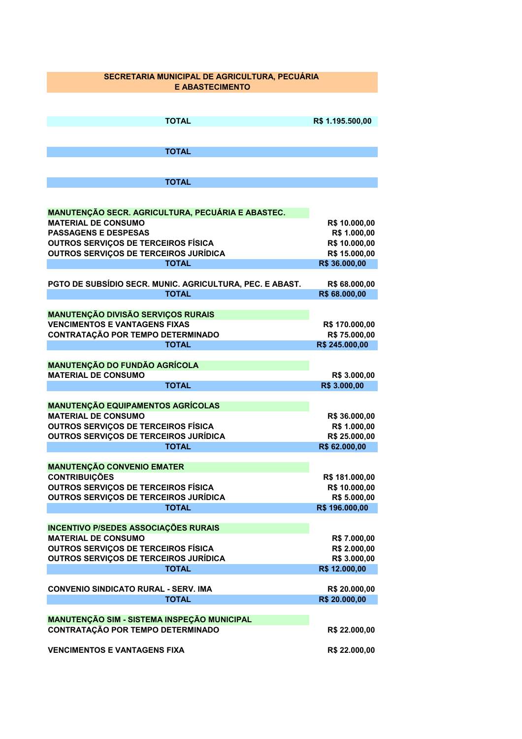## SECRETARIA MUNICIPAL DE AGRICULTURA, PECUÁRIA E ABASTECIMENTO

| | |
|---|---|
| **TOTAL** | **R$ 1.195.500,00** |
| | |
| **TOTAL** | |
| | |
| **TOTAL** | |
| | |
| **MANUTENÇÃO SECR. AGRICULTURA, PECUÁRIA E ABASTEC.** | |
| **MATERIAL DE CONSUMO** | **R$ 10.000,00** |
| **PASSAGENS E DESPESAS** | **R$ 1.000,00** |
| **OUTROS SERVIÇOS DE TERCEIROS FÍSICA** | **R$ 10.000,00** |
| **OUTROS SERVIÇOS DE TERCEIROS JURÍDICA** | **R$ 15.000,00** |
| **TOTAL** | **R$ 36.000,00** |
| | |
| **PGTO DE SUBSÍDIO SECR. MUNIC. AGRICULTURA, PEC. E ABAST.** | **R$ 68.000,00** |
| **TOTAL** | **R$ 68.000,00** |
| | |
| **MANUTENÇÃO DIVISÃO SERVIÇOS RURAIS** | |
| **VENCIMENTOS E VANTAGENS FIXAS** | **R$ 170.000,00** |
| **CONTRATAÇÃO POR TEMPO DETERMINADO** | **R$ 75.000,00** |
| **TOTAL** | **R$ 245.000,00** |
| | |
| **MANUTENÇÃO DO FUNDÃO AGRÍCOLA** | |
| **MATERIAL DE CONSUMO** | **R$ 3.000,00** |
| **TOTAL** | **R$ 3.000,00** |
| | |
| **MANUTENÇÃO EQUIPAMENTOS AGRÍCOLAS** | |
| **MATERIAL DE CONSUMO** | **R$ 36.000,00** |
| **OUTROS SERVIÇOS DE TERCEIROS FÍSICA** | **R$ 1.000,00** |
| **OUTROS SERVIÇOS DE TERCEIROS JURÍDICA** | **R$ 25.000,00** |
| **TOTAL** | **R$ 62.000,00** |
| | |
| **MANUTENÇÃO CONVENIO EMATER** | |
| **CONTRIBUIÇÕES** | **R$ 181.000,00** |
| **OUTROS SERVIÇOS DE TERCEIROS FÍSICA** | **R$ 10.000,00** |
| **OUTROS SERVIÇOS DE TERCEIROS JURÍDICA** | **R$ 5.000,00** |
| **TOTAL** | **R$ 196.000,00** |
| | |
| **INCENTIVO P/SEDES ASSOCIAÇÕES RURAIS** | |
| **MATERIAL DE CONSUMO** | **R$ 7.000,00** |
| **OUTROS SERVIÇOS DE TERCEIROS FÍSICA** | **R$ 2.000,00** |
| **OUTROS SERVIÇOS DE TERCEIROS JURÍDICA** | **R$ 3.000,00** |
| **TOTAL** | **R$ 12.000,00** |
| | |
| **CONVENIO SINDICATO RURAL - SERV. IMA** | **R$ 20.000,00** |
| **TOTAL** | **R$ 20.000,00** |
| | |
| **MANUTENÇÃO SIM - SISTEMA INSPEÇÃO MUNICIPAL** | |
| **CONTRATAÇÃO POR TEMPO DETERMINADO** | **R$ 22.000,00** |
| | |
| **VENCIMENTOS E VANTAGENS FIXA** | **R$ 22.000,00** |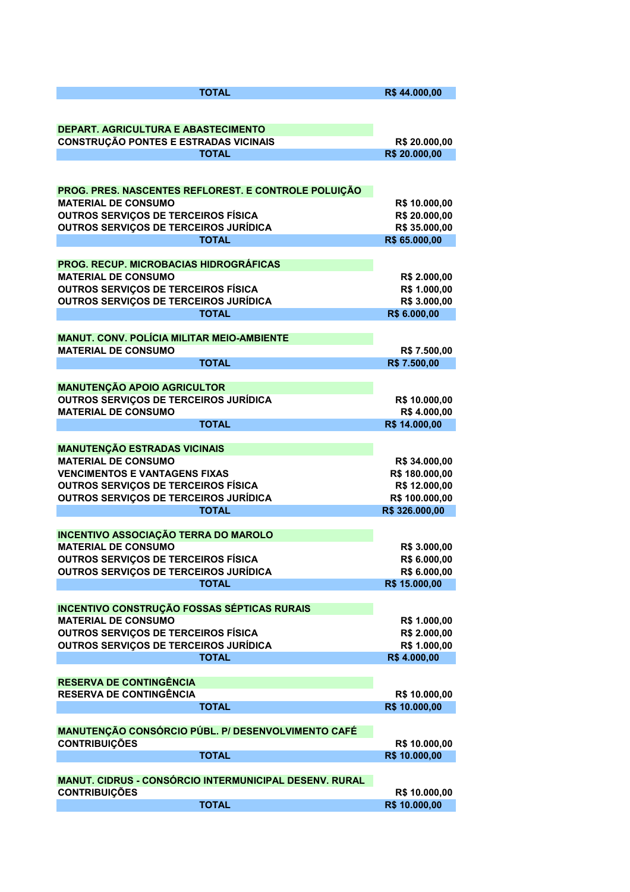| TOTAL | R$ 44.000,00 |
|---|---|

| DEPART. AGRICULTURA E ABASTECIMENTO | |
|---|---|
| CONSTRUÇÃO PONTES E ESTRADAS VICINAIS | R$ 20.000,00 |
| TOTAL | R$ 20.000,00 |

| PROG. PRES. NASCENTES REFLOREST. E CONTROLE POLUIÇÃO | |
|---|---|
| MATERIAL DE CONSUMO | R$ 10.000,00 |
| OUTROS SERVIÇOS DE TERCEIROS FÍSICA | R$ 20.000,00 |
| OUTROS SERVIÇOS DE TERCEIROS JURÍDICA | R$ 35.000,00 |
| TOTAL | R$ 65.000,00 |

| PROG. RECUP. MICROBACIAS HIDROGRÁFICAS | |
|---|---|
| MATERIAL DE CONSUMO | R$ 2.000,00 |
| OUTROS SERVIÇOS DE TERCEIROS FÍSICA | R$ 1.000,00 |
| OUTROS SERVIÇOS DE TERCEIROS JURÍDICA | R$ 3.000,00 |
| TOTAL | R$ 6.000,00 |

| MANUT. CONV. POLÍCIA MILITAR MEIO-AMBIENTE | |
|---|---|
| MATERIAL DE CONSUMO | R$ 7.500,00 |
| TOTAL | R$ 7.500,00 |

| MANUTENÇÃO APOIO AGRICULTOR | |
|---|---|
| OUTROS SERVIÇOS DE TERCEIROS JURÍDICA | R$ 10.000,00 |
| MATERIAL DE CONSUMO | R$ 4.000,00 |
| TOTAL | R$ 14.000,00 |

| MANUTENÇÃO ESTRADAS VICINAIS | |
|---|---|
| MATERIAL DE CONSUMO | R$ 34.000,00 |
| VENCIMENTOS E VANTAGENS FIXAS | R$ 180.000,00 |
| OUTROS SERVIÇOS DE TERCEIROS FÍSICA | R$ 12.000,00 |
| OUTROS SERVIÇOS DE TERCEIROS JURÍDICA | R$ 100.000,00 |
| TOTAL | R$ 326.000,00 |

| INCENTIVO ASSOCIAÇÃO TERRA DO MAROLO | |
|---|---|
| MATERIAL DE CONSUMO | R$ 3.000,00 |
| OUTROS SERVIÇOS DE TERCEIROS FÍSICA | R$ 6.000,00 |
| OUTROS SERVIÇOS DE TERCEIROS JURÍDICA | R$ 6.000,00 |
| TOTAL | R$ 15.000,00 |

| INCENTIVO CONSTRUÇÃO FOSSAS SÉPTICAS RURAIS | |
|---|---|
| MATERIAL DE CONSUMO | R$ 1.000,00 |
| OUTROS SERVIÇOS DE TERCEIROS FÍSICA | R$ 2.000,00 |
| OUTROS SERVIÇOS DE TERCEIROS JURÍDICA | R$ 1.000,00 |
| TOTAL | R$ 4.000,00 |

| RESERVA DE CONTINGÊNCIA | |
|---|---|
| RESERVA DE CONTINGÊNCIA | R$ 10.000,00 |
| TOTAL | R$ 10.000,00 |

| MANUTENÇÃO CONSÓRCIO PÚBL. P/ DESENVOLVIMENTO CAFÉ | |
|---|---|
| CONTRIBUIÇÕES | R$ 10.000,00 |
| TOTAL | R$ 10.000,00 |

| MANUT. CIDRUS - CONSÓRCIO INTERMUNICIPAL DESENV. RURAL | |
|---|---|
| CONTRIBUIÇÕES | R$ 10.000,00 |
| TOTAL | R$ 10.000,00 |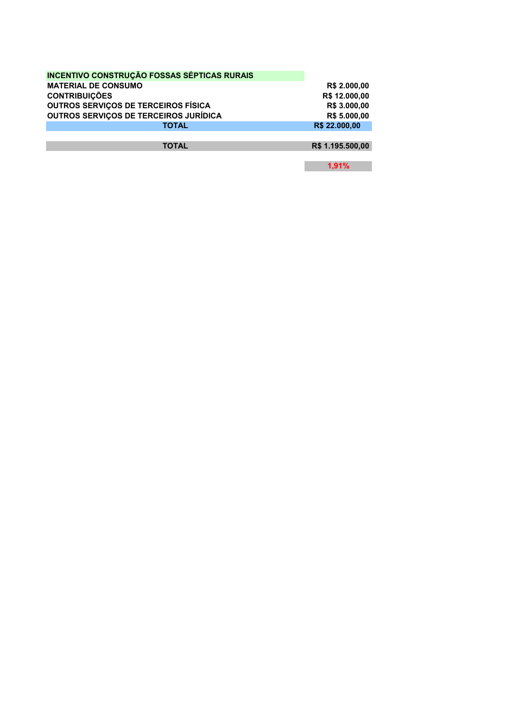| INCENTIVO CONSTRUÇÃO FOSSAS SÉPTICAS RURAIS | |
|---|---|
| MATERIAL DE CONSUMO | R$ 2.000,00 |
| CONTRIBUIÇÕES | R$ 12.000,00 |
| OUTROS SERVIÇOS DE TERCEIROS FÍSICA | R$ 3.000,00 |
| OUTROS SERVIÇOS DE TERCEIROS JURÍDICA | R$ 5.000,00 |
| TOTAL | R$ 22.000,00 |
| | |
| TOTAL | R$ 1.195.500,00 |
| | |
| | 1,91% |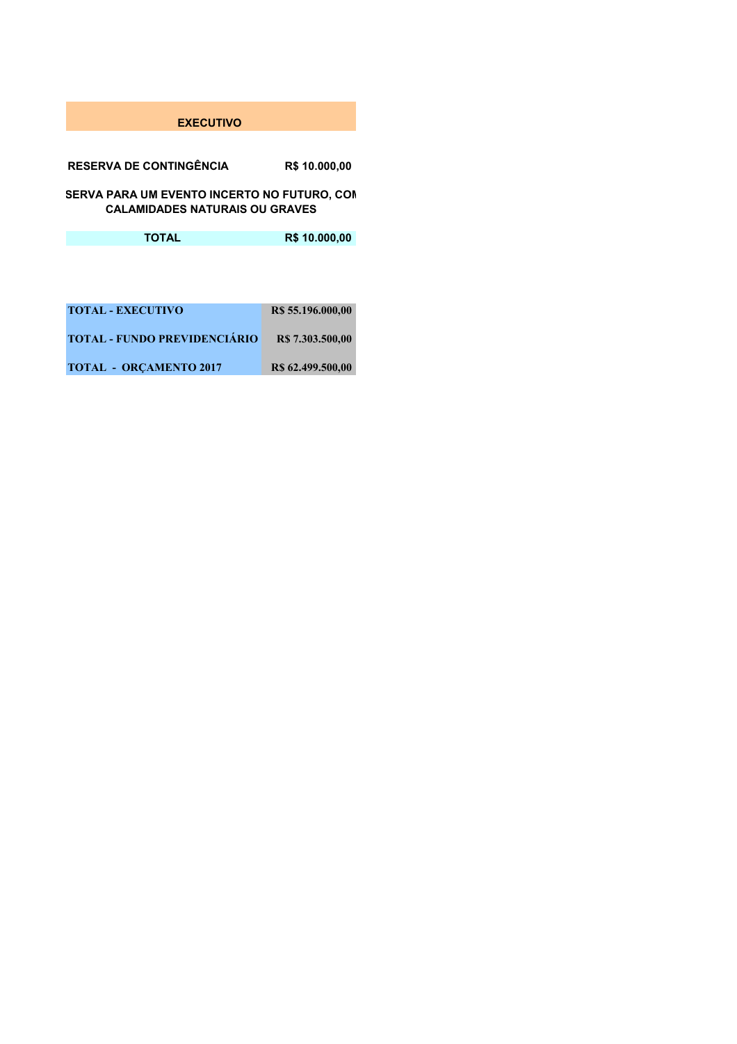## EXECUTIVO

| RESERVA DE CONTINGÊNCIA | R$ 10.000,00 |
|---|---|

SERVA PARA UM EVENTO INCERTO NO FUTURO, COM
CALAMIDADES NATURAIS OU GRAVES

| TOTAL | R$ 10.000,00 |
|---|---|

| | |
|---|---|
| **TOTAL - EXECUTIVO** | **R$ 55.196.000,00** |
| **TOTAL - FUNDO PREVIDENCIÁRIO** | **R$ 7.303.500,00** |
| **TOTAL - ORÇAMENTO 2017** | **R$ 62.499.500,00** |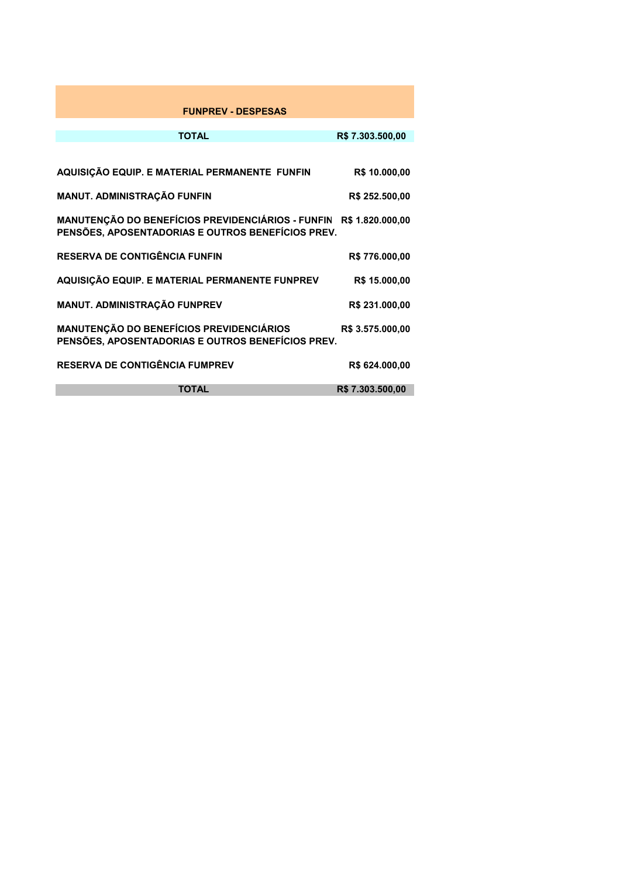## FUNPREV - DESPESAS

| TOTAL | R$ 7.303.500,00 |
|---|---|
| AQUISIÇÃO EQUIP. E MATERIAL PERMANENTE FUNFIN | R$ 10.000,00 |
| MANUT. ADMINISTRAÇÃO FUNFIN | R$ 252.500,00 |
| MANUTENÇÃO DO BENEFÍCIOS PREVIDENCIÁRIOS - FUNFIN PENSÕES, APOSENTADORIAS E OUTROS BENEFÍCIOS PREV. | R$ 1.820.000,00 |
| RESERVA DE CONTIGÊNCIA FUNFIN | R$ 776.000,00 |
| AQUISIÇÃO EQUIP. E MATERIAL PERMANENTE FUNPREV | R$ 15.000,00 |
| MANUT. ADMINISTRAÇÃO FUNPREV | R$ 231.000,00 |
| MANUTENÇÃO DO BENEFÍCIOS PREVIDENCIÁRIOS PENSÕES, APOSENTADORIAS E OUTROS BENEFÍCIOS PREV. | R$ 3.575.000,00 |
| RESERVA DE CONTIGÊNCIA FUMPREV | R$ 624.000,00 |
| **TOTAL** | **R$ 7.303.500,00** |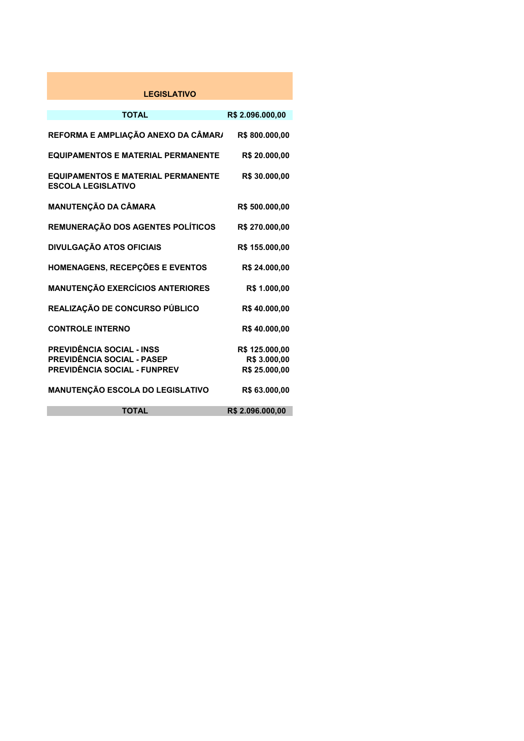| LEGISLATIVO | |
|---|---|
| **TOTAL** | **R$ 2.096.000,00** |
| REFORMA E AMPLIAÇÃO ANEXO DA CÂMARA | R$ 800.000,00 |
| EQUIPAMENTOS E MATERIAL PERMANENTE | R$ 20.000,00 |
| EQUIPAMENTOS E MATERIAL PERMANENTE ESCOLA LEGISLATIVO | R$ 30.000,00 |
| MANUTENÇÃO DA CÂMARA | R$ 500.000,00 |
| REMUNERAÇÃO DOS AGENTES POLÍTICOS | R$ 270.000,00 |
| DIVULGAÇÃO ATOS OFICIAIS | R$ 155.000,00 |
| HOMENAGENS, RECEPÇÕES E EVENTOS | R$ 24.000,00 |
| MANUTENÇÃO EXERCÍCIOS ANTERIORES | R$ 1.000,00 |
| REALIZAÇÃO DE CONCURSO PÚBLICO | R$ 40.000,00 |
| CONTROLE INTERNO | R$ 40.000,00 |
| PREVIDÊNCIA SOCIAL - INSS | R$ 125.000,00 |
| PREVIDÊNCIA SOCIAL - PASEP | R$ 3.000,00 |
| PREVIDÊNCIA SOCIAL - FUNPREV | R$ 25.000,00 |
| MANUTENÇÃO ESCOLA DO LEGISLATIVO | R$ 63.000,00 |
| **TOTAL** | **R$ 2.096.000,00** |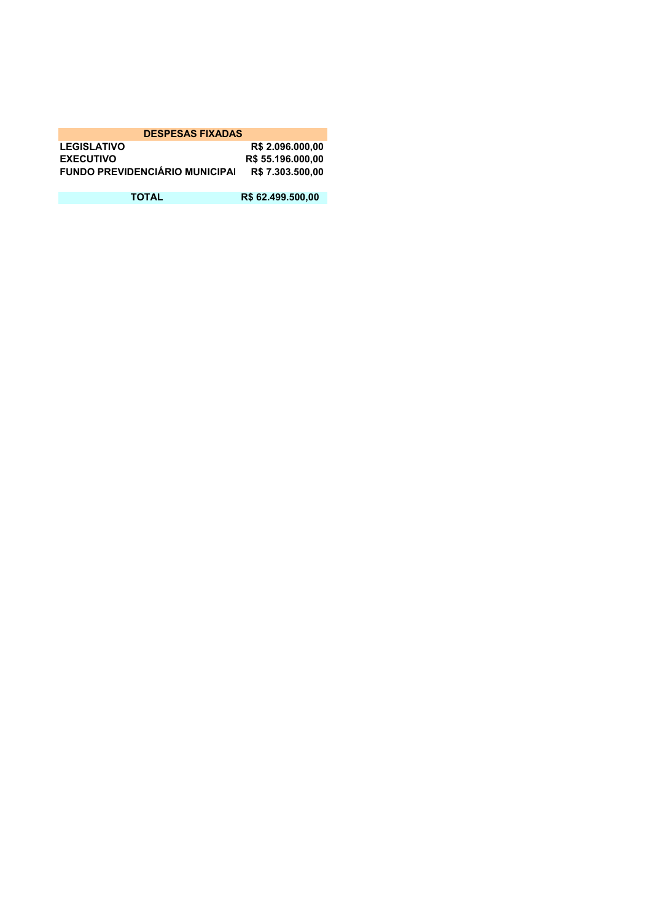| DESPESAS FIXADAS | |
|---|---|
| LEGISLATIVO | R$ 2.096.000,00 |
| EXECUTIVO | R$ 55.196.000,00 |
| FUNDO PREVIDENCIÁRIO MUNICIPAI | R$ 7.303.500,00 |
| | |
| TOTAL | R$ 62.499.500,00 |